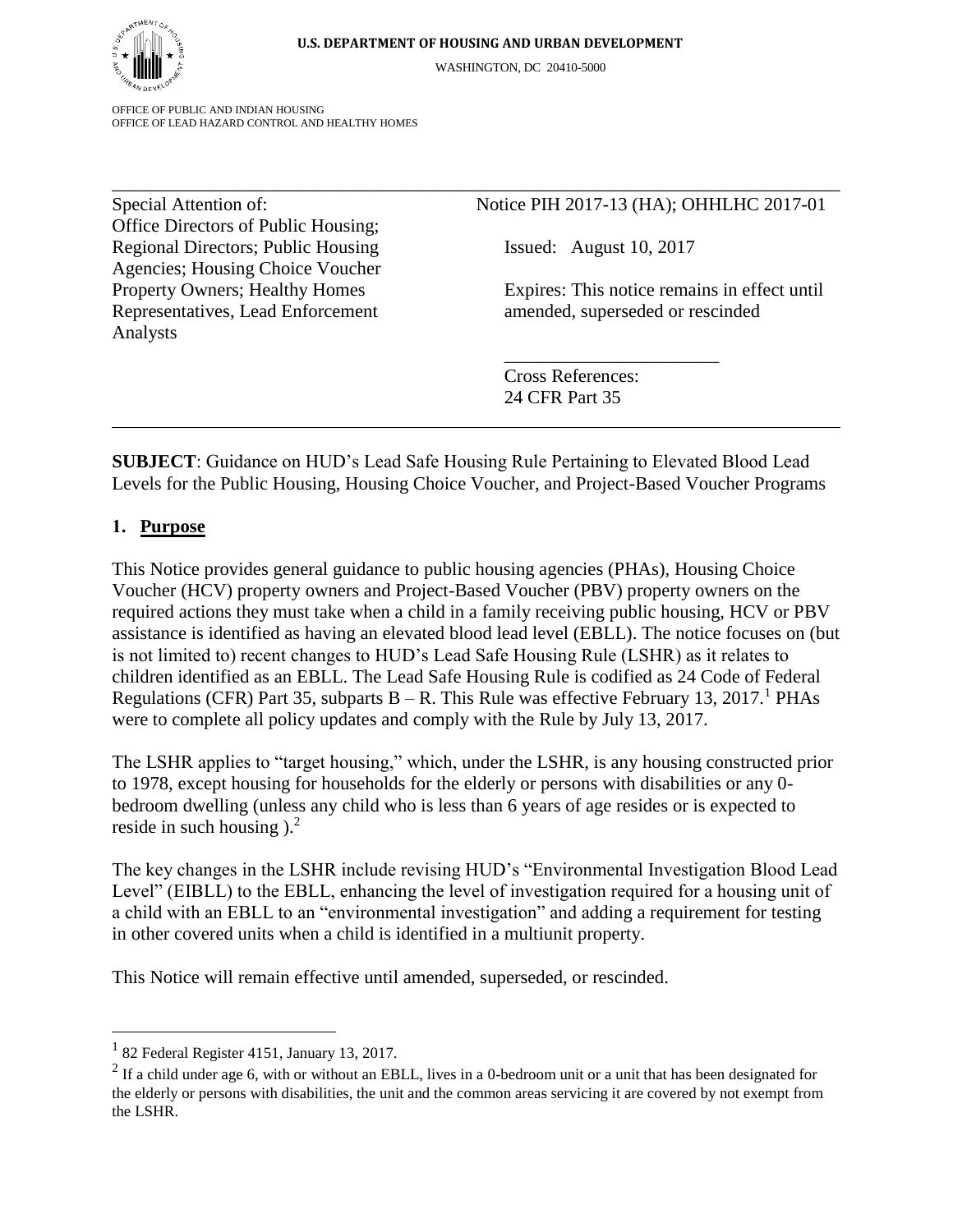**U.S. DEPARTMENT OF HOUSING AND URBAN DEVELOPMENT**

WASHINGTON, DC 20410-5000

OFFICE OF PUBLIC AND INDIAN HOUSING
OFFICE OF LEAD HAZARD CONTROL AND HEALTHY HOMES

---

Special Attention of:
Office Directors of Public Housing; Regional Directors; Public Housing Agencies; Housing Choice Voucher Property Owners; Healthy Homes Representatives, Lead Enforcement Analysts

Notice PIH 2017-13 (HA); OHHLHC 2017-01

Issued: August 10, 2017

Expires: This notice remains in effect until amended, superseded or rescinded

Cross References:
24 CFR Part 35

---

**SUBJECT**: Guidance on HUD's Lead Safe Housing Rule Pertaining to Elevated Blood Lead Levels for the Public Housing, Housing Choice Voucher, and Project-Based Voucher Programs

## 1. Purpose

This Notice provides general guidance to public housing agencies (PHAs), Housing Choice Voucher (HCV) property owners and Project-Based Voucher (PBV) property owners on the required actions they must take when a child in a family receiving public housing, HCV or PBV assistance is identified as having an elevated blood lead level (EBLL). The notice focuses on (but is not limited to) recent changes to HUD's Lead Safe Housing Rule (LSHR) as it relates to children identified as an EBLL. The Lead Safe Housing Rule is codified as 24 Code of Federal Regulations (CFR) Part 35, subparts B – R. This Rule was effective February 13, 2017.[1] PHAs were to complete all policy updates and comply with the Rule by July 13, 2017.

The LSHR applies to "target housing," which, under the LSHR, is any housing constructed prior to 1978, except housing for households for the elderly or persons with disabilities or any 0-bedroom dwelling (unless any child who is less than 6 years of age resides or is expected to reside in such housing ).[2]

The key changes in the LSHR include revising HUD's "Environmental Investigation Blood Lead Level" (EIBLL) to the EBLL, enhancing the level of investigation required for a housing unit of a child with an EBLL to an "environmental investigation" and adding a requirement for testing in other covered units when a child is identified in a multiunit property.

This Notice will remain effective until amended, superseded, or rescinded.

---

[1] 82 Federal Register 4151, January 13, 2017.

[2] If a child under age 6, with or without an EBLL, lives in a 0-bedroom unit or a unit that has been designated for the elderly or persons with disabilities, the unit and the common areas servicing it are covered by not exempt from the LSHR.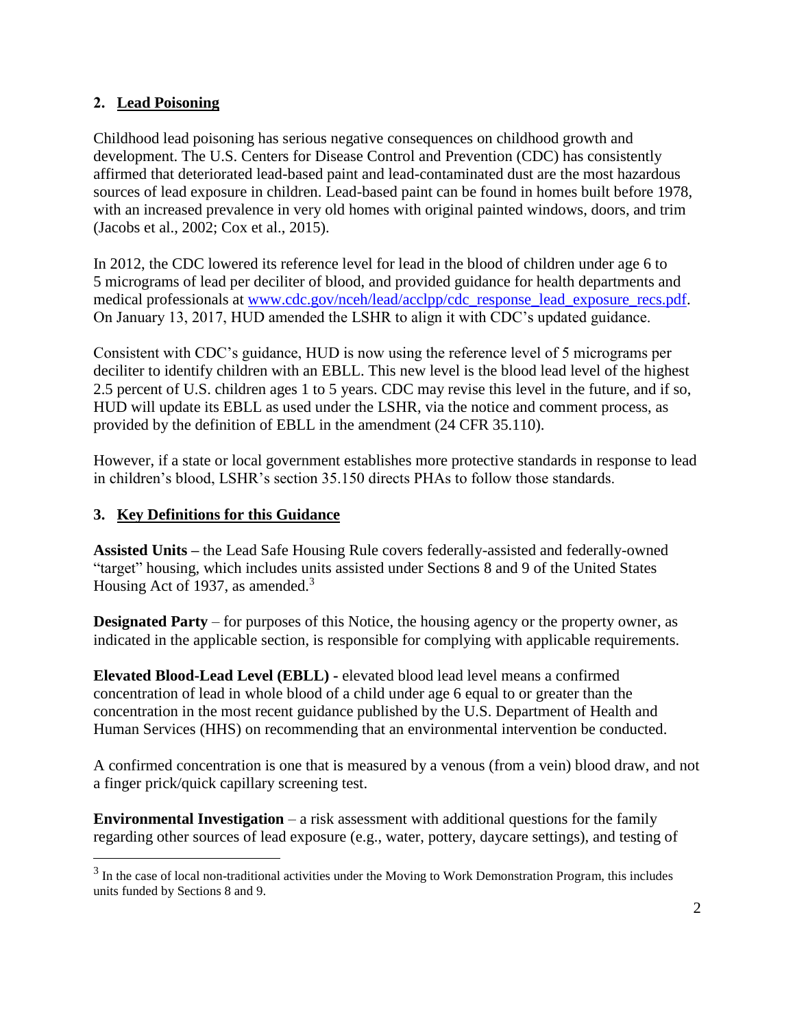## 2. Lead Poisoning

Childhood lead poisoning has serious negative consequences on childhood growth and development. The U.S. Centers for Disease Control and Prevention (CDC) has consistently affirmed that deteriorated lead-based paint and lead-contaminated dust are the most hazardous sources of lead exposure in children. Lead-based paint can be found in homes built before 1978, with an increased prevalence in very old homes with original painted windows, doors, and trim (Jacobs et al., 2002; Cox et al., 2015).

In 2012, the CDC lowered its reference level for lead in the blood of children under age 6 to 5 micrograms of lead per deciliter of blood, and provided guidance for health departments and medical professionals at [www.cdc.gov/nceh/lead/acclpp/cdc_response_lead_exposure_recs.pdf](www.cdc.gov/nceh/lead/acclpp/cdc_response_lead_exposure_recs.pdf). On January 13, 2017, HUD amended the LSHR to align it with CDC's updated guidance.

Consistent with CDC's guidance, HUD is now using the reference level of 5 micrograms per deciliter to identify children with an EBLL. This new level is the blood lead level of the highest 2.5 percent of U.S. children ages 1 to 5 years. CDC may revise this level in the future, and if so, HUD will update its EBLL as used under the LSHR, via the notice and comment process, as provided by the definition of EBLL in the amendment (24 CFR 35.110).

However, if a state or local government establishes more protective standards in response to lead in children's blood, LSHR's section 35.150 directs PHAs to follow those standards.

## 3. Key Definitions for this Guidance

**Assisted Units –** the Lead Safe Housing Rule covers federally-assisted and federally-owned "target" housing, which includes units assisted under Sections 8 and 9 of the United States Housing Act of 1937, as amended.[3]

**Designated Party** – for purposes of this Notice, the housing agency or the property owner, as indicated in the applicable section, is responsible for complying with applicable requirements.

**Elevated Blood-Lead Level (EBLL) -** elevated blood lead level means a confirmed concentration of lead in whole blood of a child under age 6 equal to or greater than the concentration in the most recent guidance published by the U.S. Department of Health and Human Services (HHS) on recommending that an environmental intervention be conducted.

A confirmed concentration is one that is measured by a venous (from a vein) blood draw, and not a finger prick/quick capillary screening test.

**Environmental Investigation** – a risk assessment with additional questions for the family regarding other sources of lead exposure (e.g., water, pottery, daycare settings), and testing of

---

[3] In the case of local non-traditional activities under the Moving to Work Demonstration Program, this includes units funded by Sections 8 and 9.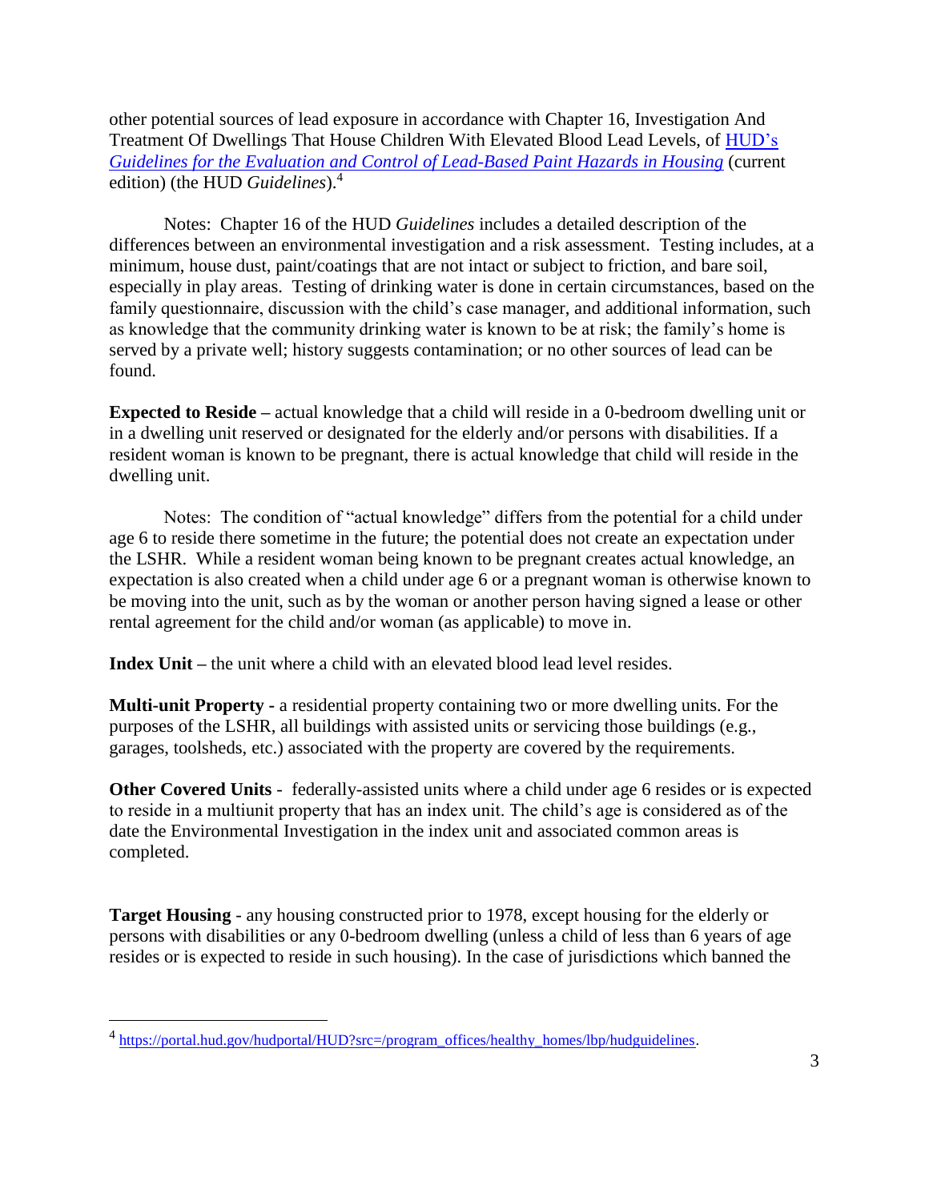other potential sources of lead exposure in accordance with Chapter 16, Investigation And Treatment Of Dwellings That House Children With Elevated Blood Lead Levels, of [HUD's *Guidelines for the Evaluation and Control of Lead-Based Paint Hazards in Housing*](https://portal.hud.gov/hudportal/HUD?src=/program_offices/healthy_homes/lbp/hudguidelines) (current edition) (the HUD *Guidelines*).[4]

Notes: Chapter 16 of the HUD *Guidelines* includes a detailed description of the differences between an environmental investigation and a risk assessment. Testing includes, at a minimum, house dust, paint/coatings that are not intact or subject to friction, and bare soil, especially in play areas. Testing of drinking water is done in certain circumstances, based on the family questionnaire, discussion with the child's case manager, and additional information, such as knowledge that the community drinking water is known to be at risk; the family's home is served by a private well; history suggests contamination; or no other sources of lead can be found.

**Expected to Reside –** actual knowledge that a child will reside in a 0-bedroom dwelling unit or in a dwelling unit reserved or designated for the elderly and/or persons with disabilities. If a resident woman is known to be pregnant, there is actual knowledge that child will reside in the dwelling unit.

Notes: The condition of "actual knowledge" differs from the potential for a child under age 6 to reside there sometime in the future; the potential does not create an expectation under the LSHR. While a resident woman being known to be pregnant creates actual knowledge, an expectation is also created when a child under age 6 or a pregnant woman is otherwise known to be moving into the unit, such as by the woman or another person having signed a lease or other rental agreement for the child and/or woman (as applicable) to move in.

**Index Unit –** the unit where a child with an elevated blood lead level resides.

**Multi-unit Property -** a residential property containing two or more dwelling units. For the purposes of the LSHR, all buildings with assisted units or servicing those buildings (e.g., garages, toolsheds, etc.) associated with the property are covered by the requirements.

**Other Covered Units** - federally-assisted units where a child under age 6 resides or is expected to reside in a multiunit property that has an index unit. The child's age is considered as of the date the Environmental Investigation in the index unit and associated common areas is completed.

**Target Housing** - any housing constructed prior to 1978, except housing for the elderly or persons with disabilities or any 0-bedroom dwelling (unless a child of less than 6 years of age resides or is expected to reside in such housing). In the case of jurisdictions which banned the

[4] https://portal.hud.gov/hudportal/HUD?src=/program_offices/healthy_homes/lbp/hudguidelines.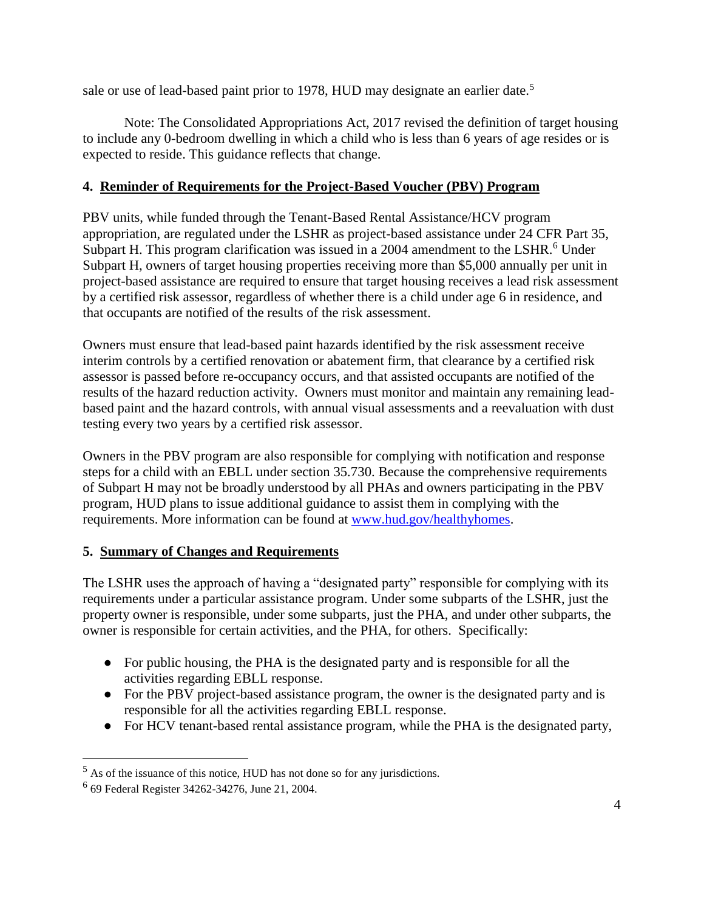sale or use of lead-based paint prior to 1978, HUD may designate an earlier date.[5]

Note: The Consolidated Appropriations Act, 2017 revised the definition of target housing to include any 0-bedroom dwelling in which a child who is less than 6 years of age resides or is expected to reside. This guidance reflects that change.

## 4. Reminder of Requirements for the Project-Based Voucher (PBV) Program

PBV units, while funded through the Tenant-Based Rental Assistance/HCV program appropriation, are regulated under the LSHR as project-based assistance under 24 CFR Part 35, Subpart H. This program clarification was issued in a 2004 amendment to the LSHR.[6] Under Subpart H, owners of target housing properties receiving more than $5,000 annually per unit in project-based assistance are required to ensure that target housing receives a lead risk assessment by a certified risk assessor, regardless of whether there is a child under age 6 in residence, and that occupants are notified of the results of the risk assessment.

Owners must ensure that lead-based paint hazards identified by the risk assessment receive interim controls by a certified renovation or abatement firm, that clearance by a certified risk assessor is passed before re-occupancy occurs, and that assisted occupants are notified of the results of the hazard reduction activity. Owners must monitor and maintain any remaining lead-based paint and the hazard controls, with annual visual assessments and a reevaluation with dust testing every two years by a certified risk assessor.

Owners in the PBV program are also responsible for complying with notification and response steps for a child with an EBLL under section 35.730. Because the comprehensive requirements of Subpart H may not be broadly understood by all PHAs and owners participating in the PBV program, HUD plans to issue additional guidance to assist them in complying with the requirements. More information can be found at www.hud.gov/healthyhomes.

## 5. Summary of Changes and Requirements

The LSHR uses the approach of having a "designated party" responsible for complying with its requirements under a particular assistance program. Under some subparts of the LSHR, just the property owner is responsible, under some subparts, just the PHA, and under other subparts, the owner is responsible for certain activities, and the PHA, for others. Specifically:

- For public housing, the PHA is the designated party and is responsible for all the activities regarding EBLL response.
- For the PBV project-based assistance program, the owner is the designated party and is responsible for all the activities regarding EBLL response.
- For HCV tenant-based rental assistance program, while the PHA is the designated party,

[5] As of the issuance of this notice, HUD has not done so for any jurisdictions.

[6] 69 Federal Register 34262-34276, June 21, 2004.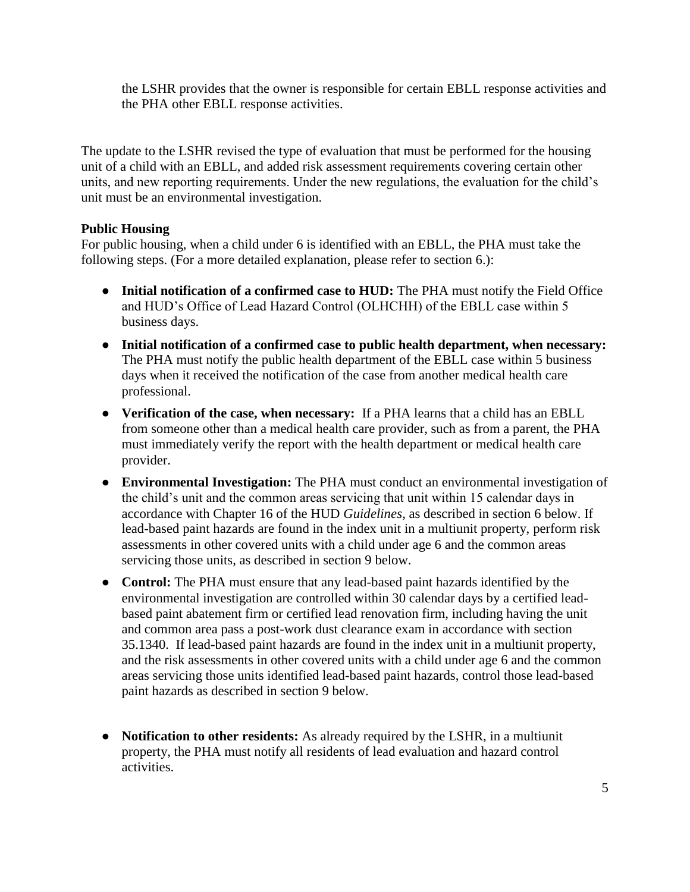the LSHR provides that the owner is responsible for certain EBLL response activities and the PHA other EBLL response activities.

The update to the LSHR revised the type of evaluation that must be performed for the housing unit of a child with an EBLL, and added risk assessment requirements covering certain other units, and new reporting requirements. Under the new regulations, the evaluation for the child's unit must be an environmental investigation.

**Public Housing**

For public housing, when a child under 6 is identified with an EBLL, the PHA must take the following steps. (For a more detailed explanation, please refer to section 6.):

- **Initial notification of a confirmed case to HUD:** The PHA must notify the Field Office and HUD's Office of Lead Hazard Control (OLHCHH) of the EBLL case within 5 business days.
- **Initial notification of a confirmed case to public health department, when necessary:** The PHA must notify the public health department of the EBLL case within 5 business days when it received the notification of the case from another medical health care professional.
- **Verification of the case, when necessary:** If a PHA learns that a child has an EBLL from someone other than a medical health care provider, such as from a parent, the PHA must immediately verify the report with the health department or medical health care provider.
- **Environmental Investigation:** The PHA must conduct an environmental investigation of the child's unit and the common areas servicing that unit within 15 calendar days in accordance with Chapter 16 of the HUD *Guidelines*, as described in section 6 below. If lead-based paint hazards are found in the index unit in a multiunit property, perform risk assessments in other covered units with a child under age 6 and the common areas servicing those units, as described in section 9 below.
- **Control:** The PHA must ensure that any lead-based paint hazards identified by the environmental investigation are controlled within 30 calendar days by a certified lead-based paint abatement firm or certified lead renovation firm, including having the unit and common area pass a post-work dust clearance exam in accordance with section 35.1340. If lead-based paint hazards are found in the index unit in a multiunit property, and the risk assessments in other covered units with a child under age 6 and the common areas servicing those units identified lead-based paint hazards, control those lead-based paint hazards as described in section 9 below.
- **Notification to other residents:** As already required by the LSHR, in a multiunit property, the PHA must notify all residents of lead evaluation and hazard control activities.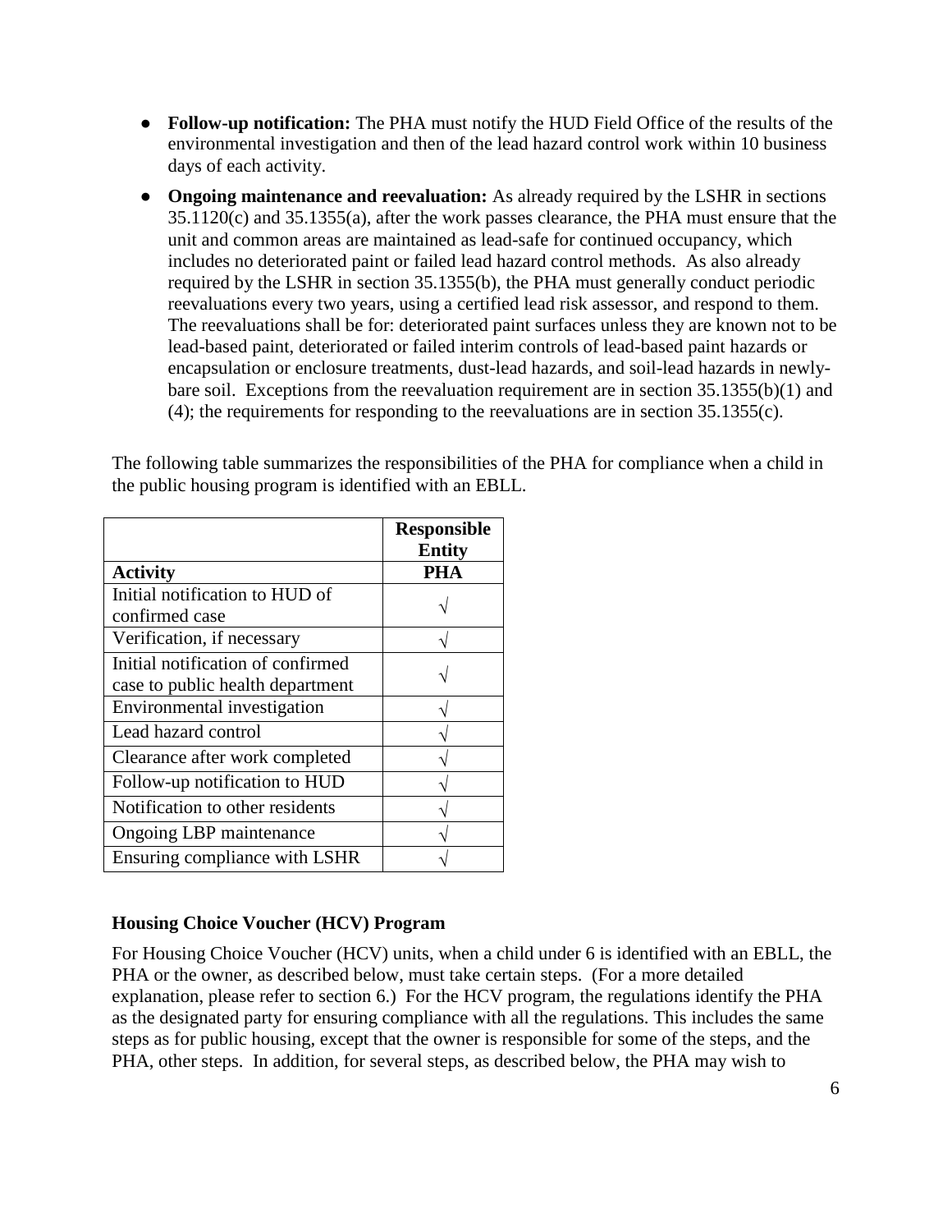- **Follow-up notification:** The PHA must notify the HUD Field Office of the results of the environmental investigation and then of the lead hazard control work within 10 business days of each activity.
- **Ongoing maintenance and reevaluation:** As already required by the LSHR in sections 35.1120(c) and 35.1355(a), after the work passes clearance, the PHA must ensure that the unit and common areas are maintained as lead-safe for continued occupancy, which includes no deteriorated paint or failed lead hazard control methods. As also already required by the LSHR in section 35.1355(b), the PHA must generally conduct periodic reevaluations every two years, using a certified lead risk assessor, and respond to them. The reevaluations shall be for: deteriorated paint surfaces unless they are known not to be lead-based paint, deteriorated or failed interim controls of lead-based paint hazards or encapsulation or enclosure treatments, dust-lead hazards, and soil-lead hazards in newly-bare soil. Exceptions from the reevaluation requirement are in section 35.1355(b)(1) and (4); the requirements for responding to the reevaluations are in section 35.1355(c).

The following table summarizes the responsibilities of the PHA for compliance when a child in the public housing program is identified with an EBLL.

| | **Responsible Entity** |
|---|---|
| **Activity** | **PHA** |
| Initial notification to HUD of confirmed case | √ |
| Verification, if necessary | √ |
| Initial notification of confirmed case to public health department | √ |
| Environmental investigation | √ |
| Lead hazard control | √ |
| Clearance after work completed | √ |
| Follow-up notification to HUD | √ |
| Notification to other residents | √ |
| Ongoing LBP maintenance | √ |
| Ensuring compliance with LSHR | √ |

**Housing Choice Voucher (HCV) Program**

For Housing Choice Voucher (HCV) units, when a child under 6 is identified with an EBLL, the PHA or the owner, as described below, must take certain steps. (For a more detailed explanation, please refer to section 6.) For the HCV program, the regulations identify the PHA as the designated party for ensuring compliance with all the regulations. This includes the same steps as for public housing, except that the owner is responsible for some of the steps, and the PHA, other steps. In addition, for several steps, as described below, the PHA may wish to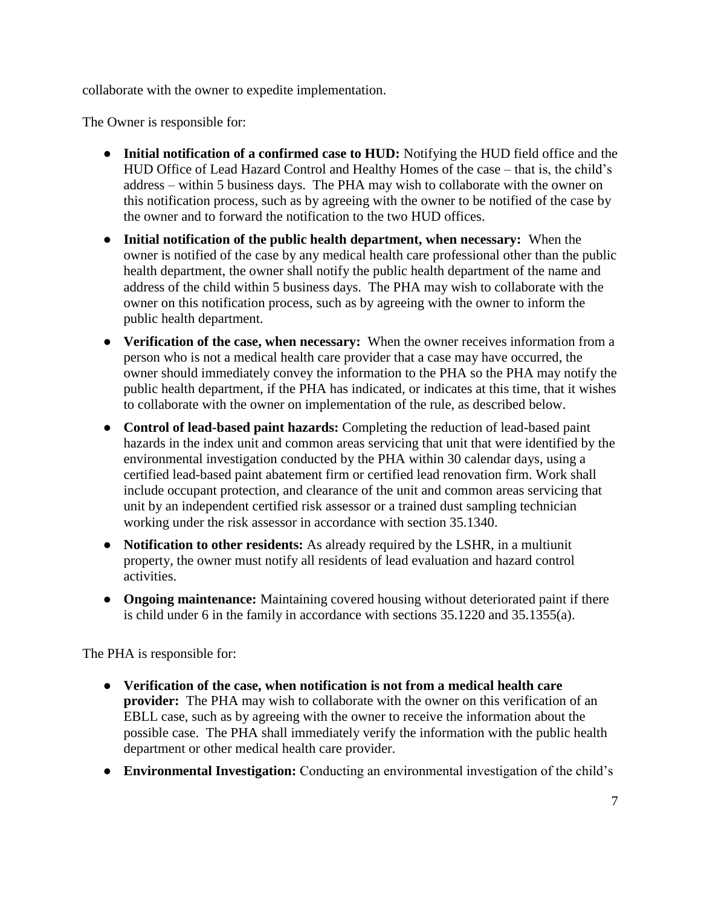collaborate with the owner to expedite implementation.

The Owner is responsible for:

- **Initial notification of a confirmed case to HUD:** Notifying the HUD field office and the HUD Office of Lead Hazard Control and Healthy Homes of the case – that is, the child's address – within 5 business days. The PHA may wish to collaborate with the owner on this notification process, such as by agreeing with the owner to be notified of the case by the owner and to forward the notification to the two HUD offices.
- **Initial notification of the public health department, when necessary:** When the owner is notified of the case by any medical health care professional other than the public health department, the owner shall notify the public health department of the name and address of the child within 5 business days. The PHA may wish to collaborate with the owner on this notification process, such as by agreeing with the owner to inform the public health department.
- **Verification of the case, when necessary:** When the owner receives information from a person who is not a medical health care provider that a case may have occurred, the owner should immediately convey the information to the PHA so the PHA may notify the public health department, if the PHA has indicated, or indicates at this time, that it wishes to collaborate with the owner on implementation of the rule, as described below.
- **Control of lead-based paint hazards:** Completing the reduction of lead-based paint hazards in the index unit and common areas servicing that unit that were identified by the environmental investigation conducted by the PHA within 30 calendar days, using a certified lead-based paint abatement firm or certified lead renovation firm. Work shall include occupant protection, and clearance of the unit and common areas servicing that unit by an independent certified risk assessor or a trained dust sampling technician working under the risk assessor in accordance with section 35.1340.
- **Notification to other residents:** As already required by the LSHR, in a multiunit property, the owner must notify all residents of lead evaluation and hazard control activities.
- **Ongoing maintenance:** Maintaining covered housing without deteriorated paint if there is child under 6 in the family in accordance with sections 35.1220 and 35.1355(a).

The PHA is responsible for:

- **Verification of the case, when notification is not from a medical health care provider:** The PHA may wish to collaborate with the owner on this verification of an EBLL case, such as by agreeing with the owner to receive the information about the possible case. The PHA shall immediately verify the information with the public health department or other medical health care provider.
- **Environmental Investigation:** Conducting an environmental investigation of the child's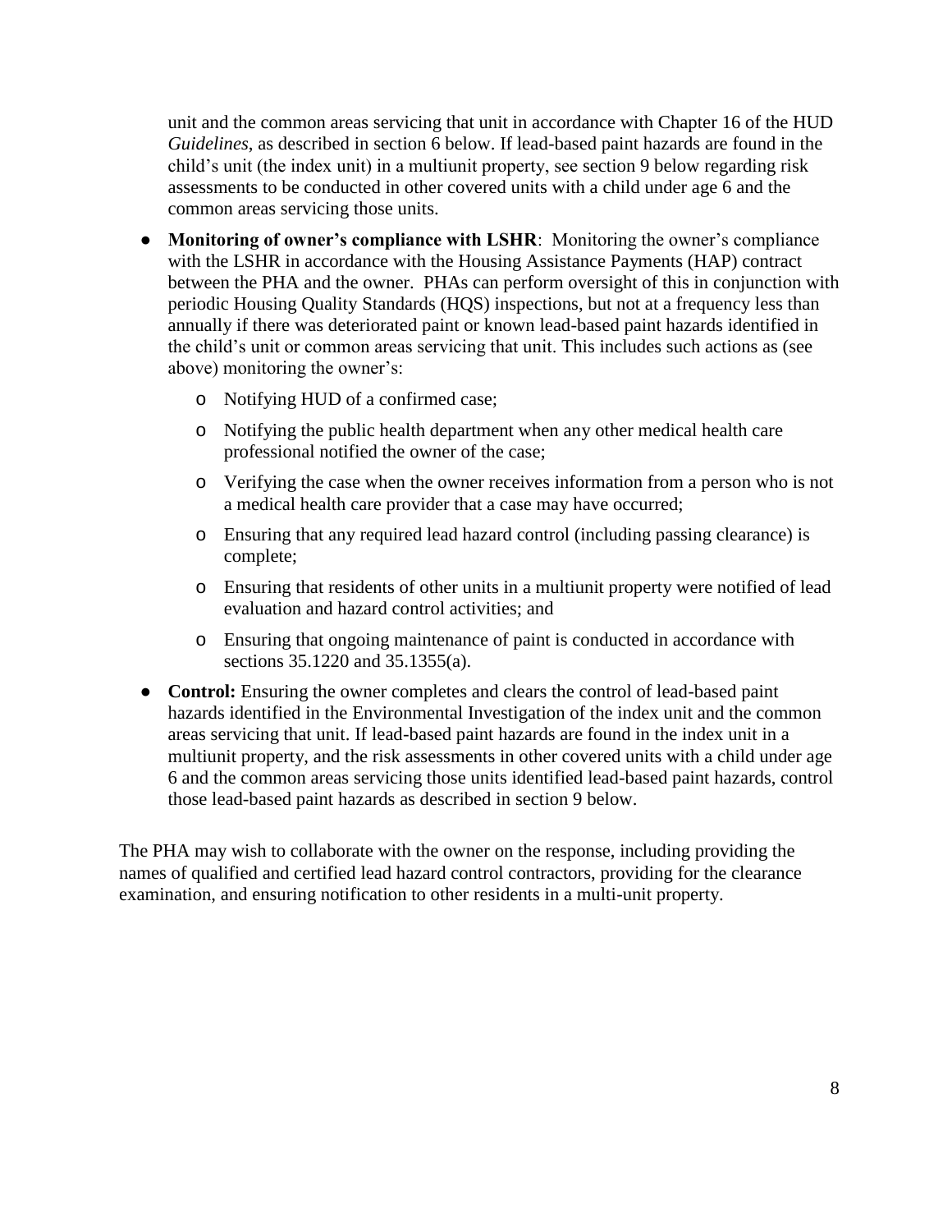unit and the common areas servicing that unit in accordance with Chapter 16 of the HUD *Guidelines*, as described in section 6 below. If lead-based paint hazards are found in the child's unit (the index unit) in a multiunit property, see section 9 below regarding risk assessments to be conducted in other covered units with a child under age 6 and the common areas servicing those units.

- **Monitoring of owner's compliance with LSHR**: Monitoring the owner's compliance with the LSHR in accordance with the Housing Assistance Payments (HAP) contract between the PHA and the owner. PHAs can perform oversight of this in conjunction with periodic Housing Quality Standards (HQS) inspections, but not at a frequency less than annually if there was deteriorated paint or known lead-based paint hazards identified in the child's unit or common areas servicing that unit. This includes such actions as (see above) monitoring the owner's:
  - Notifying HUD of a confirmed case;
  - Notifying the public health department when any other medical health care professional notified the owner of the case;
  - Verifying the case when the owner receives information from a person who is not a medical health care provider that a case may have occurred;
  - Ensuring that any required lead hazard control (including passing clearance) is complete;
  - Ensuring that residents of other units in a multiunit property were notified of lead evaluation and hazard control activities; and
  - Ensuring that ongoing maintenance of paint is conducted in accordance with sections 35.1220 and 35.1355(a).
- **Control:** Ensuring the owner completes and clears the control of lead-based paint hazards identified in the Environmental Investigation of the index unit and the common areas servicing that unit. If lead-based paint hazards are found in the index unit in a multiunit property, and the risk assessments in other covered units with a child under age 6 and the common areas servicing those units identified lead-based paint hazards, control those lead-based paint hazards as described in section 9 below.

The PHA may wish to collaborate with the owner on the response, including providing the names of qualified and certified lead hazard control contractors, providing for the clearance examination, and ensuring notification to other residents in a multi-unit property.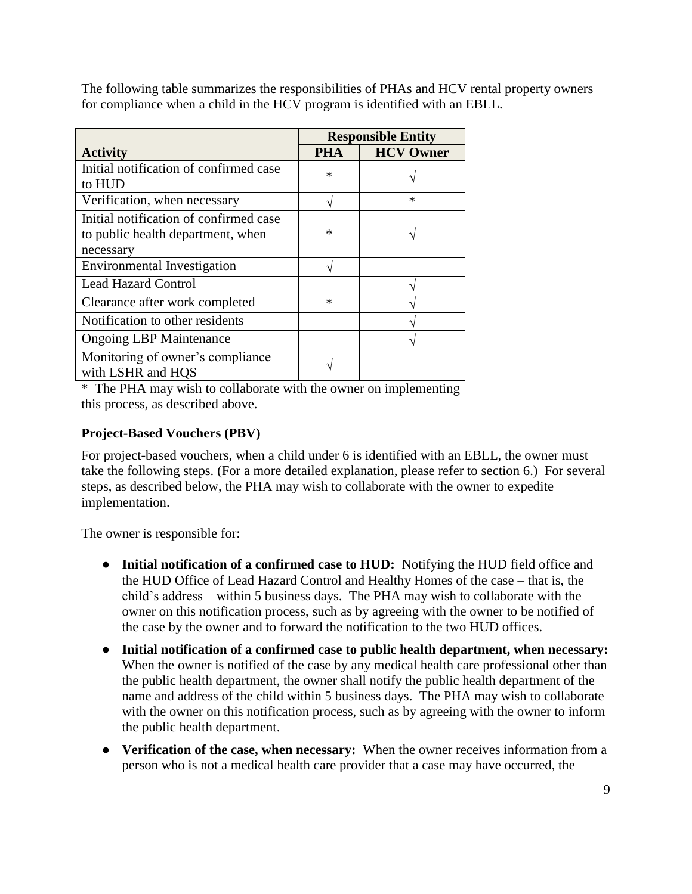The following table summarizes the responsibilities of PHAs and HCV rental property owners for compliance when a child in the HCV program is identified with an EBLL.

| Activity | Responsible Entity | |
|---|---|---|
| | PHA | HCV Owner |
| Initial notification of confirmed case to HUD | * | √ |
| Verification, when necessary | √ | * |
| Initial notification of confirmed case to public health department, when necessary | * | √ |
| Environmental Investigation | √ | |
| Lead Hazard Control | | √ |
| Clearance after work completed | * | √ |
| Notification to other residents | | √ |
| Ongoing LBP Maintenance | | √ |
| Monitoring of owner's compliance with LSHR and HQS | √ | |

* The PHA may wish to collaborate with the owner on implementing this process, as described above.

### Project-Based Vouchers (PBV)

For project-based vouchers, when a child under 6 is identified with an EBLL, the owner must take the following steps. (For a more detailed explanation, please refer to section 6.) For several steps, as described below, the PHA may wish to collaborate with the owner to expedite implementation.

The owner is responsible for:

- **Initial notification of a confirmed case to HUD:** Notifying the HUD field office and the HUD Office of Lead Hazard Control and Healthy Homes of the case – that is, the child's address – within 5 business days. The PHA may wish to collaborate with the owner on this notification process, such as by agreeing with the owner to be notified of the case by the owner and to forward the notification to the two HUD offices.
- **Initial notification of a confirmed case to public health department, when necessary:** When the owner is notified of the case by any medical health care professional other than the public health department, the owner shall notify the public health department of the name and address of the child within 5 business days. The PHA may wish to collaborate with the owner on this notification process, such as by agreeing with the owner to inform the public health department.
- **Verification of the case, when necessary:** When the owner receives information from a person who is not a medical health care provider that a case may have occurred, the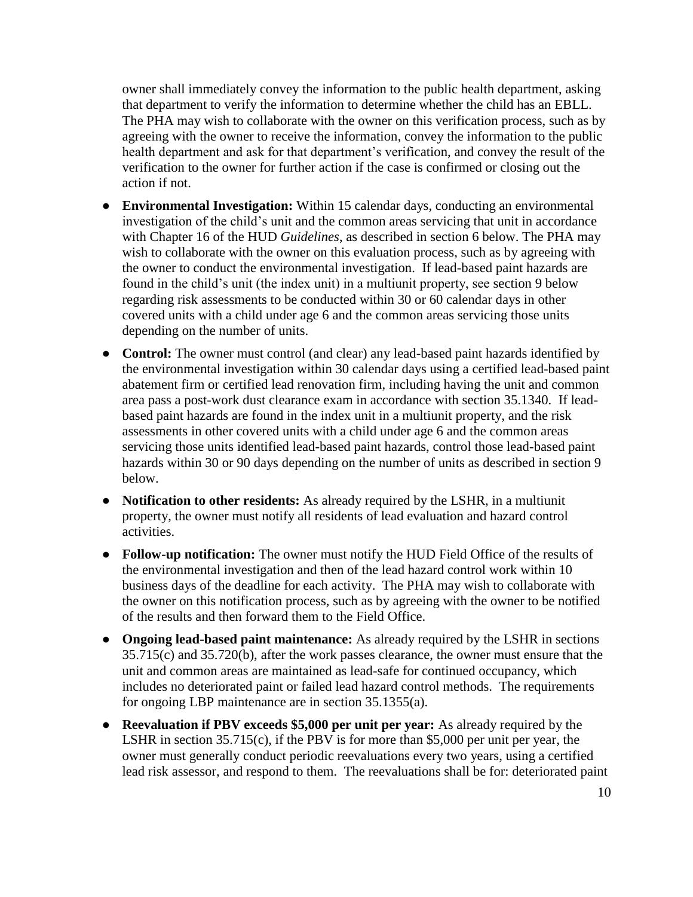owner shall immediately convey the information to the public health department, asking that department to verify the information to determine whether the child has an EBLL. The PHA may wish to collaborate with the owner on this verification process, such as by agreeing with the owner to receive the information, convey the information to the public health department and ask for that department's verification, and convey the result of the verification to the owner for further action if the case is confirmed or closing out the action if not.

- **Environmental Investigation:** Within 15 calendar days, conducting an environmental investigation of the child's unit and the common areas servicing that unit in accordance with Chapter 16 of the HUD *Guidelines*, as described in section 6 below. The PHA may wish to collaborate with the owner on this evaluation process, such as by agreeing with the owner to conduct the environmental investigation. If lead-based paint hazards are found in the child's unit (the index unit) in a multiunit property, see section 9 below regarding risk assessments to be conducted within 30 or 60 calendar days in other covered units with a child under age 6 and the common areas servicing those units depending on the number of units.
- **Control:** The owner must control (and clear) any lead-based paint hazards identified by the environmental investigation within 30 calendar days using a certified lead-based paint abatement firm or certified lead renovation firm, including having the unit and common area pass a post-work dust clearance exam in accordance with section 35.1340. If lead-based paint hazards are found in the index unit in a multiunit property, and the risk assessments in other covered units with a child under age 6 and the common areas servicing those units identified lead-based paint hazards, control those lead-based paint hazards within 30 or 90 days depending on the number of units as described in section 9 below.
- **Notification to other residents:** As already required by the LSHR, in a multiunit property, the owner must notify all residents of lead evaluation and hazard control activities.
- **Follow-up notification:** The owner must notify the HUD Field Office of the results of the environmental investigation and then of the lead hazard control work within 10 business days of the deadline for each activity. The PHA may wish to collaborate with the owner on this notification process, such as by agreeing with the owner to be notified of the results and then forward them to the Field Office.
- **Ongoing lead-based paint maintenance:** As already required by the LSHR in sections 35.715(c) and 35.720(b), after the work passes clearance, the owner must ensure that the unit and common areas are maintained as lead-safe for continued occupancy, which includes no deteriorated paint or failed lead hazard control methods. The requirements for ongoing LBP maintenance are in section 35.1355(a).
- **Reevaluation if PBV exceeds $5,000 per unit per year:** As already required by the LSHR in section 35.715(c), if the PBV is for more than $5,000 per unit per year, the owner must generally conduct periodic reevaluations every two years, using a certified lead risk assessor, and respond to them. The reevaluations shall be for: deteriorated paint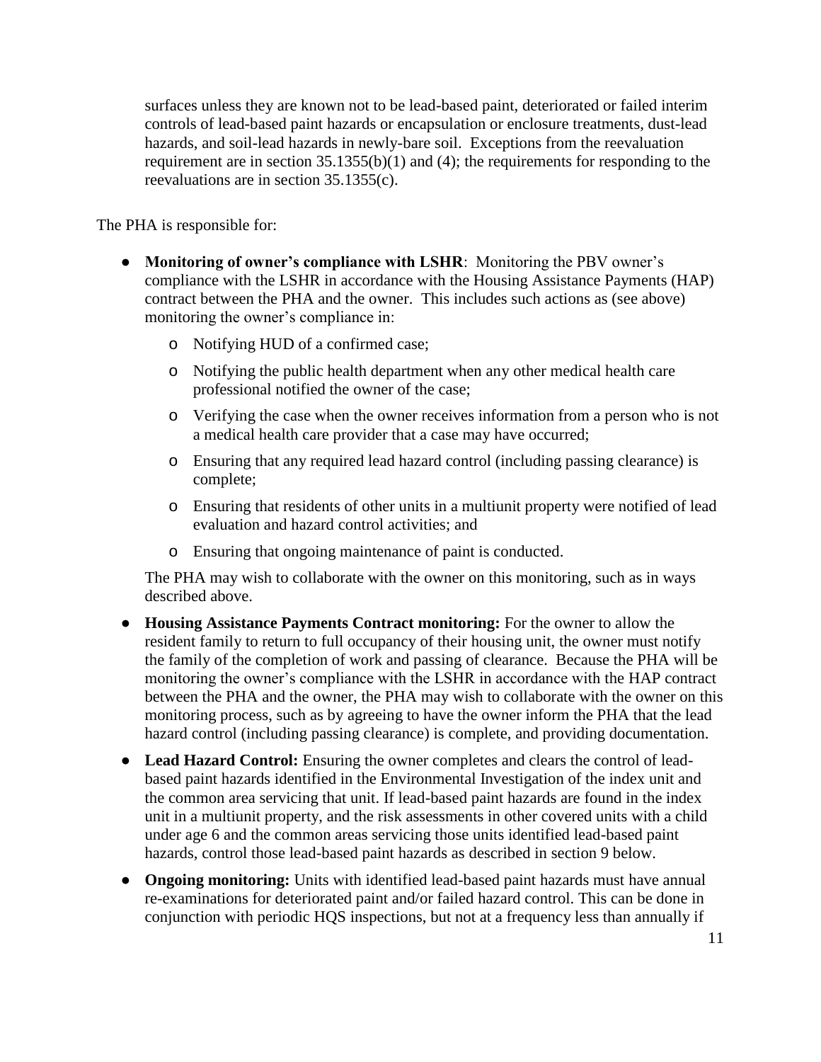surfaces unless they are known not to be lead-based paint, deteriorated or failed interim controls of lead-based paint hazards or encapsulation or enclosure treatments, dust-lead hazards, and soil-lead hazards in newly-bare soil. Exceptions from the reevaluation requirement are in section 35.1355(b)(1) and (4); the requirements for responding to the reevaluations are in section 35.1355(c).

The PHA is responsible for:

- **Monitoring of owner's compliance with LSHR**: Monitoring the PBV owner's compliance with the LSHR in accordance with the Housing Assistance Payments (HAP) contract between the PHA and the owner. This includes such actions as (see above) monitoring the owner's compliance in:
  - Notifying HUD of a confirmed case;
  - Notifying the public health department when any other medical health care professional notified the owner of the case;
  - Verifying the case when the owner receives information from a person who is not a medical health care provider that a case may have occurred;
  - Ensuring that any required lead hazard control (including passing clearance) is complete;
  - Ensuring that residents of other units in a multiunit property were notified of lead evaluation and hazard control activities; and
  - Ensuring that ongoing maintenance of paint is conducted.

  The PHA may wish to collaborate with the owner on this monitoring, such as in ways described above.

- **Housing Assistance Payments Contract monitoring:** For the owner to allow the resident family to return to full occupancy of their housing unit, the owner must notify the family of the completion of work and passing of clearance. Because the PHA will be monitoring the owner's compliance with the LSHR in accordance with the HAP contract between the PHA and the owner, the PHA may wish to collaborate with the owner on this monitoring process, such as by agreeing to have the owner inform the PHA that the lead hazard control (including passing clearance) is complete, and providing documentation.

- **Lead Hazard Control:** Ensuring the owner completes and clears the control of lead-based paint hazards identified in the Environmental Investigation of the index unit and the common area servicing that unit. If lead-based paint hazards are found in the index unit in a multiunit property, and the risk assessments in other covered units with a child under age 6 and the common areas servicing those units identified lead-based paint hazards, control those lead-based paint hazards as described in section 9 below.

- **Ongoing monitoring:** Units with identified lead-based paint hazards must have annual re-examinations for deteriorated paint and/or failed hazard control. This can be done in conjunction with periodic HQS inspections, but not at a frequency less than annually if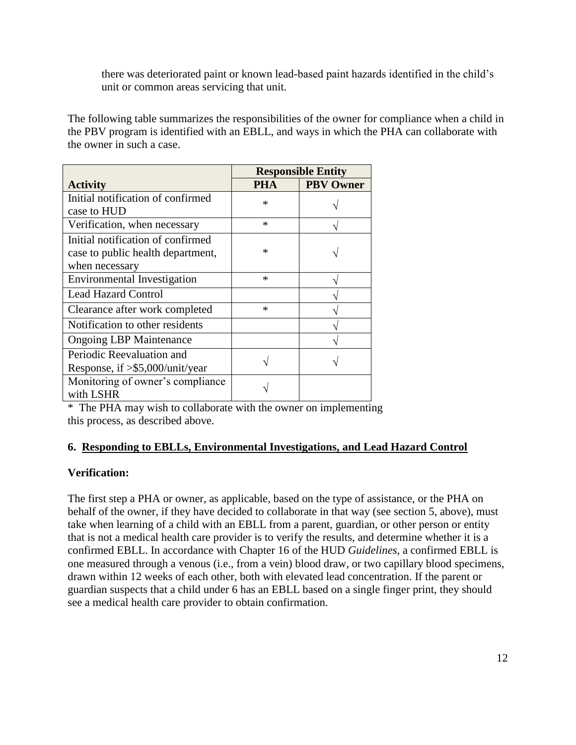there was deteriorated paint or known lead-based paint hazards identified in the child's unit or common areas servicing that unit.

The following table summarizes the responsibilities of the owner for compliance when a child in the PBV program is identified with an EBLL, and ways in which the PHA can collaborate with the owner in such a case.

| | Responsible Entity | |
|---|---|---|
| **Activity** | **PHA** | **PBV Owner** |
| Initial notification of confirmed case to HUD | * | √ |
| Verification, when necessary | * | √ |
| Initial notification of confirmed case to public health department, when necessary | * | √ |
| Environmental Investigation | * | √ |
| Lead Hazard Control | | √ |
| Clearance after work completed | * | √ |
| Notification to other residents | | √ |
| Ongoing LBP Maintenance | | √ |
| Periodic Reevaluation and Response, if >$5,000/unit/year | √ | √ |
| Monitoring of owner's compliance with LSHR | √ | |

* The PHA may wish to collaborate with the owner on implementing this process, as described above.

## 6. Responding to EBLLs, Environmental Investigations, and Lead Hazard Control

**Verification:**

The first step a PHA or owner, as applicable, based on the type of assistance, or the PHA on behalf of the owner, if they have decided to collaborate in that way (see section 5, above), must take when learning of a child with an EBLL from a parent, guardian, or other person or entity that is not a medical health care provider is to verify the results, and determine whether it is a confirmed EBLL. In accordance with Chapter 16 of the HUD *Guidelines*, a confirmed EBLL is one measured through a venous (i.e., from a vein) blood draw, or two capillary blood specimens, drawn within 12 weeks of each other, both with elevated lead concentration. If the parent or guardian suspects that a child under 6 has an EBLL based on a single finger print, they should see a medical health care provider to obtain confirmation.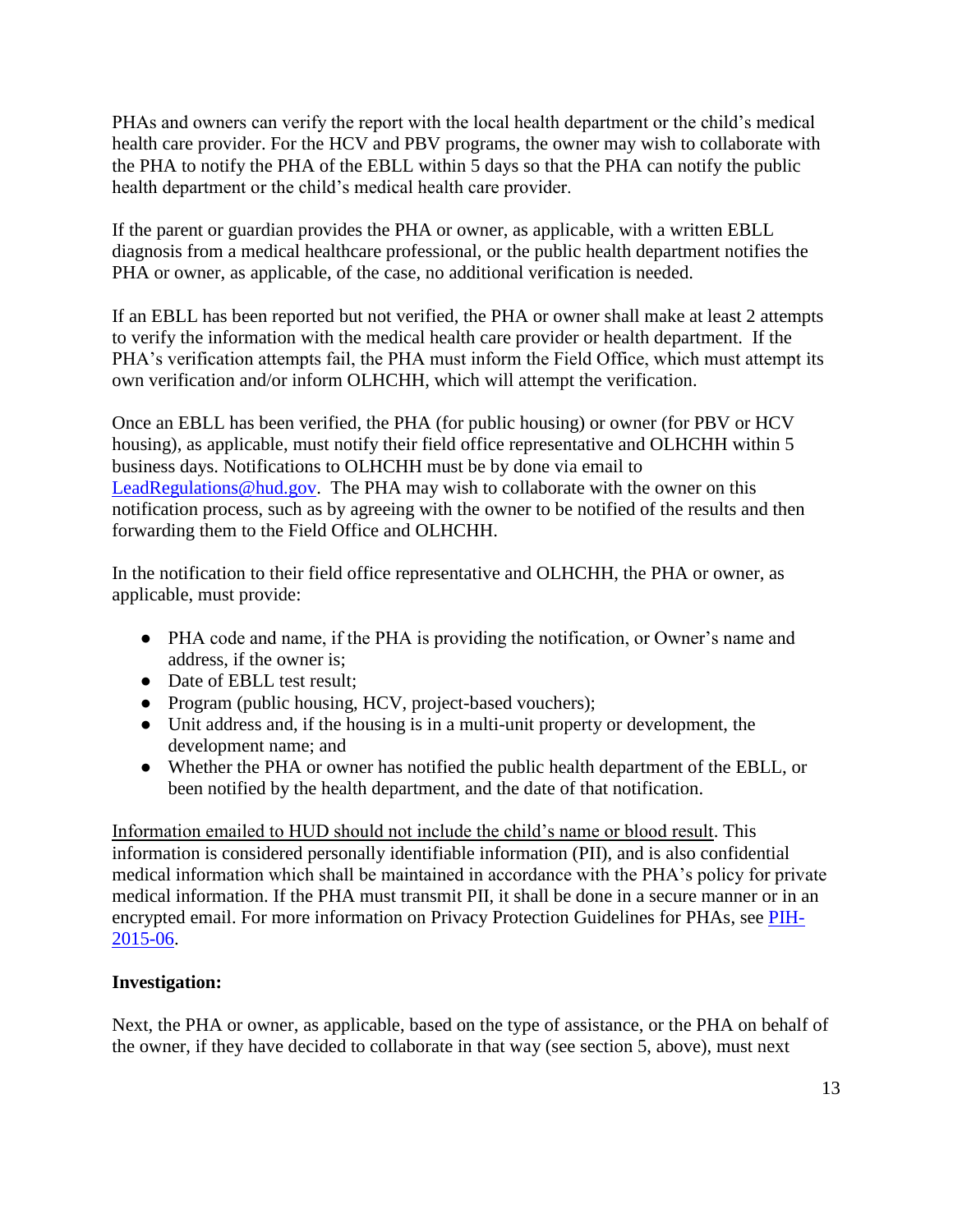PHAs and owners can verify the report with the local health department or the child's medical health care provider. For the HCV and PBV programs, the owner may wish to collaborate with the PHA to notify the PHA of the EBLL within 5 days so that the PHA can notify the public health department or the child's medical health care provider.

If the parent or guardian provides the PHA or owner, as applicable, with a written EBLL diagnosis from a medical healthcare professional, or the public health department notifies the PHA or owner, as applicable, of the case, no additional verification is needed.

If an EBLL has been reported but not verified, the PHA or owner shall make at least 2 attempts to verify the information with the medical health care provider or health department. If the PHA's verification attempts fail, the PHA must inform the Field Office, which must attempt its own verification and/or inform OLHCHH, which will attempt the verification.

Once an EBLL has been verified, the PHA (for public housing) or owner (for PBV or HCV housing), as applicable, must notify their field office representative and OLHCHH within 5 business days. Notifications to OLHCHH must be by done via email to [LeadRegulations@hud.gov](mailto:LeadRegulations@hud.gov). The PHA may wish to collaborate with the owner on this notification process, such as by agreeing with the owner to be notified of the results and then forwarding them to the Field Office and OLHCHH.

In the notification to their field office representative and OLHCHH, the PHA or owner, as applicable, must provide:

- PHA code and name, if the PHA is providing the notification, or Owner's name and address, if the owner is;
- Date of EBLL test result;
- Program (public housing, HCV, project-based vouchers);
- Unit address and, if the housing is in a multi-unit property or development, the development name; and
- Whether the PHA or owner has notified the public health department of the EBLL, or been notified by the health department, and the date of that notification.

Information emailed to HUD should not include the child's name or blood result. This information is considered personally identifiable information (PII), and is also confidential medical information which shall be maintained in accordance with the PHA's policy for private medical information. If the PHA must transmit PII, it shall be done in a secure manner or in an encrypted email. For more information on Privacy Protection Guidelines for PHAs, see PIH-2015-06.

**Investigation:**

Next, the PHA or owner, as applicable, based on the type of assistance, or the PHA on behalf of the owner, if they have decided to collaborate in that way (see section 5, above), must next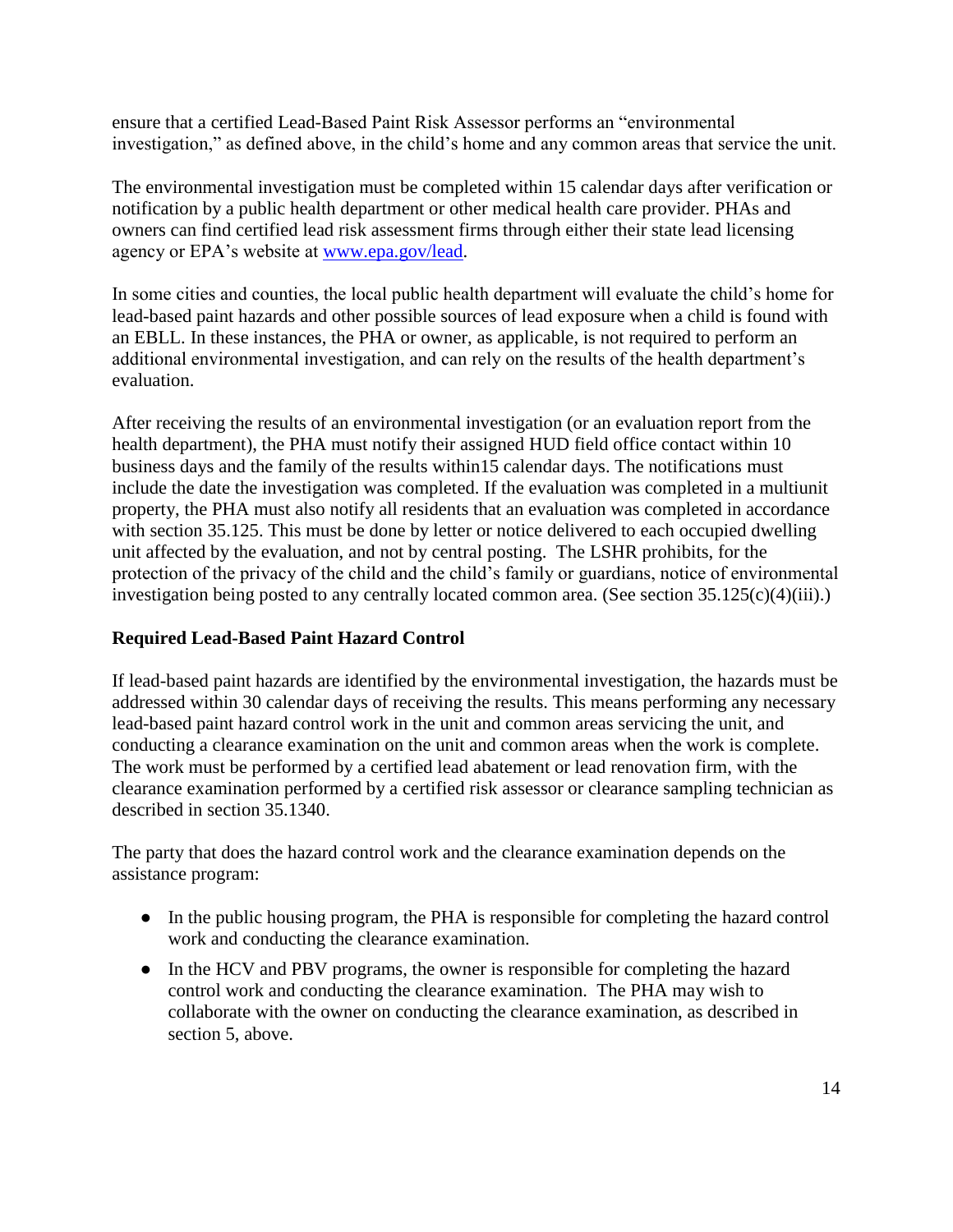ensure that a certified Lead-Based Paint Risk Assessor performs an "environmental investigation," as defined above, in the child's home and any common areas that service the unit.

The environmental investigation must be completed within 15 calendar days after verification or notification by a public health department or other medical health care provider. PHAs and owners can find certified lead risk assessment firms through either their state lead licensing agency or EPA's website at www.epa.gov/lead.

In some cities and counties, the local public health department will evaluate the child's home for lead-based paint hazards and other possible sources of lead exposure when a child is found with an EBLL. In these instances, the PHA or owner, as applicable, is not required to perform an additional environmental investigation, and can rely on the results of the health department's evaluation.

After receiving the results of an environmental investigation (or an evaluation report from the health department), the PHA must notify their assigned HUD field office contact within 10 business days and the family of the results within15 calendar days. The notifications must include the date the investigation was completed. If the evaluation was completed in a multiunit property, the PHA must also notify all residents that an evaluation was completed in accordance with section 35.125. This must be done by letter or notice delivered to each occupied dwelling unit affected by the evaluation, and not by central posting. The LSHR prohibits, for the protection of the privacy of the child and the child's family or guardians, notice of environmental investigation being posted to any centrally located common area. (See section 35.125(c)(4)(iii).)

**Required Lead-Based Paint Hazard Control**

If lead-based paint hazards are identified by the environmental investigation, the hazards must be addressed within 30 calendar days of receiving the results. This means performing any necessary lead-based paint hazard control work in the unit and common areas servicing the unit, and conducting a clearance examination on the unit and common areas when the work is complete. The work must be performed by a certified lead abatement or lead renovation firm, with the clearance examination performed by a certified risk assessor or clearance sampling technician as described in section 35.1340.

The party that does the hazard control work and the clearance examination depends on the assistance program:

- In the public housing program, the PHA is responsible for completing the hazard control work and conducting the clearance examination.
- In the HCV and PBV programs, the owner is responsible for completing the hazard control work and conducting the clearance examination. The PHA may wish to collaborate with the owner on conducting the clearance examination, as described in section 5, above.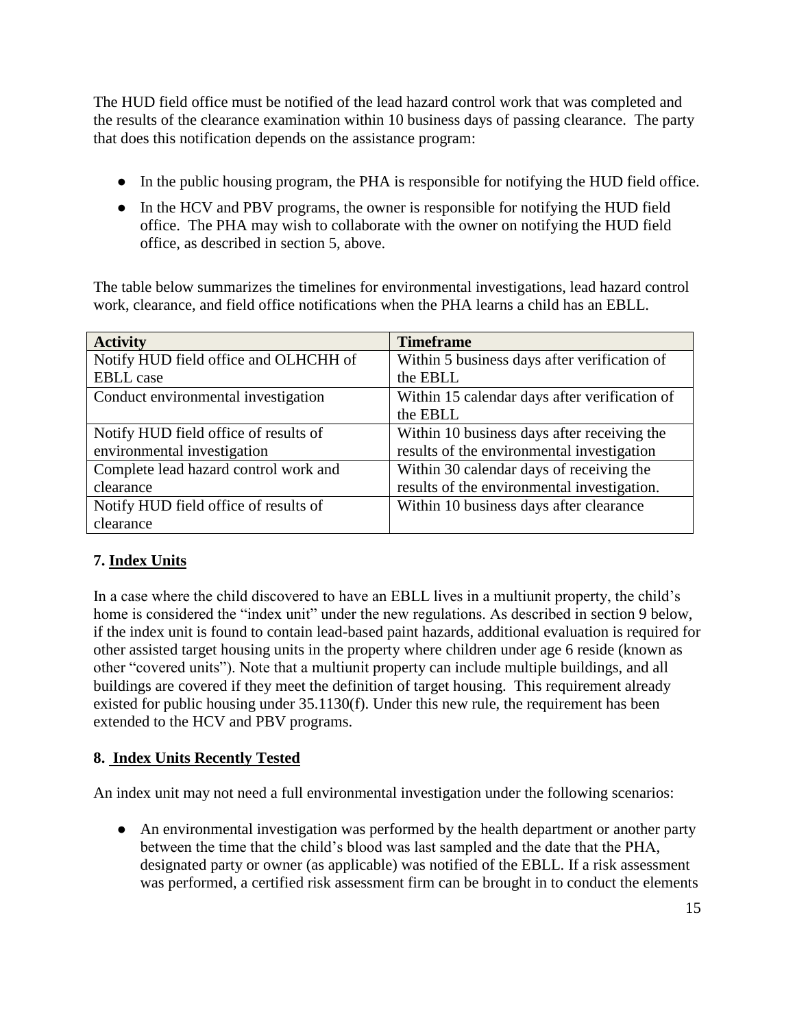The HUD field office must be notified of the lead hazard control work that was completed and the results of the clearance examination within 10 business days of passing clearance. The party that does this notification depends on the assistance program:

- In the public housing program, the PHA is responsible for notifying the HUD field office.
- In the HCV and PBV programs, the owner is responsible for notifying the HUD field office. The PHA may wish to collaborate with the owner on notifying the HUD field office, as described in section 5, above.

The table below summarizes the timelines for environmental investigations, lead hazard control work, clearance, and field office notifications when the PHA learns a child has an EBLL.

| Activity | Timeframe |
|---|---|
| Notify HUD field office and OLHCHH of EBLL case | Within 5 business days after verification of the EBLL |
| Conduct environmental investigation | Within 15 calendar days after verification of the EBLL |
| Notify HUD field office of results of environmental investigation | Within 10 business days after receiving the results of the environmental investigation |
| Complete lead hazard control work and clearance | Within 30 calendar days of receiving the results of the environmental investigation. |
| Notify HUD field office of results of clearance | Within 10 business days after clearance |

## 7. Index Units

In a case where the child discovered to have an EBLL lives in a multiunit property, the child's home is considered the "index unit" under the new regulations. As described in section 9 below, if the index unit is found to contain lead-based paint hazards, additional evaluation is required for other assisted target housing units in the property where children under age 6 reside (known as other "covered units"). Note that a multiunit property can include multiple buildings, and all buildings are covered if they meet the definition of target housing. This requirement already existed for public housing under 35.1130(f). Under this new rule, the requirement has been extended to the HCV and PBV programs.

## 8. Index Units Recently Tested

An index unit may not need a full environmental investigation under the following scenarios:

- An environmental investigation was performed by the health department or another party between the time that the child's blood was last sampled and the date that the PHA, designated party or owner (as applicable) was notified of the EBLL. If a risk assessment was performed, a certified risk assessment firm can be brought in to conduct the elements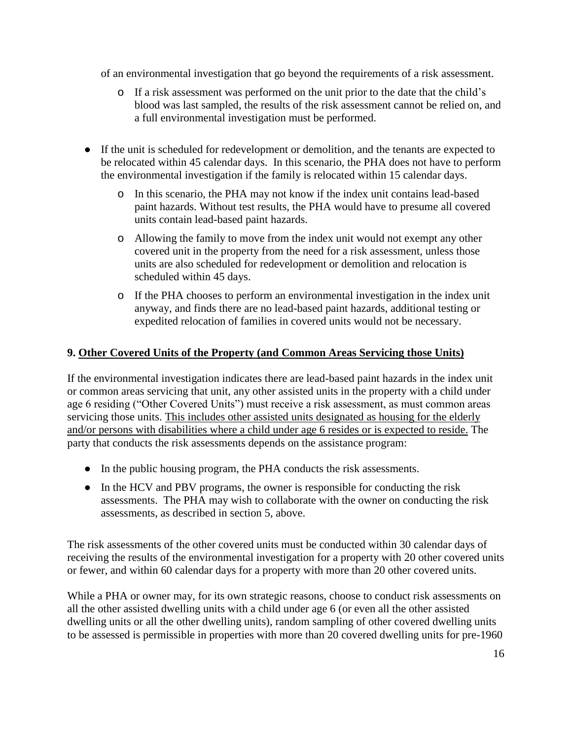of an environmental investigation that go beyond the requirements of a risk assessment.

   - If a risk assessment was performed on the unit prior to the date that the child's blood was last sampled, the results of the risk assessment cannot be relied on, and a full environmental investigation must be performed.

- If the unit is scheduled for redevelopment or demolition, and the tenants are expected to be relocated within 45 calendar days. In this scenario, the PHA does not have to perform the environmental investigation if the family is relocated within 15 calendar days.
   - In this scenario, the PHA may not know if the index unit contains lead-based paint hazards. Without test results, the PHA would have to presume all covered units contain lead-based paint hazards.
   - Allowing the family to move from the index unit would not exempt any other covered unit in the property from the need for a risk assessment, unless those units are also scheduled for redevelopment or demolition and relocation is scheduled within 45 days.
   - If the PHA chooses to perform an environmental investigation in the index unit anyway, and finds there are no lead-based paint hazards, additional testing or expedited relocation of families in covered units would not be necessary.

### 9. <u>Other Covered Units of the Property (and Common Areas Servicing those Units)</u>

If the environmental investigation indicates there are lead-based paint hazards in the index unit or common areas servicing that unit, any other assisted units in the property with a child under age 6 residing ("Other Covered Units") must receive a risk assessment, as must common areas servicing those units. <u>This includes other assisted units designated as housing for the elderly and/or persons with disabilities where a child under age 6 resides or is expected to reside.</u> The party that conducts the risk assessments depends on the assistance program:

- In the public housing program, the PHA conducts the risk assessments.
- In the HCV and PBV programs, the owner is responsible for conducting the risk assessments. The PHA may wish to collaborate with the owner on conducting the risk assessments, as described in section 5, above.

The risk assessments of the other covered units must be conducted within 30 calendar days of receiving the results of the environmental investigation for a property with 20 other covered units or fewer, and within 60 calendar days for a property with more than 20 other covered units.

While a PHA or owner may, for its own strategic reasons, choose to conduct risk assessments on all the other assisted dwelling units with a child under age 6 (or even all the other assisted dwelling units or all the other dwelling units), random sampling of other covered dwelling units to be assessed is permissible in properties with more than 20 covered dwelling units for pre-1960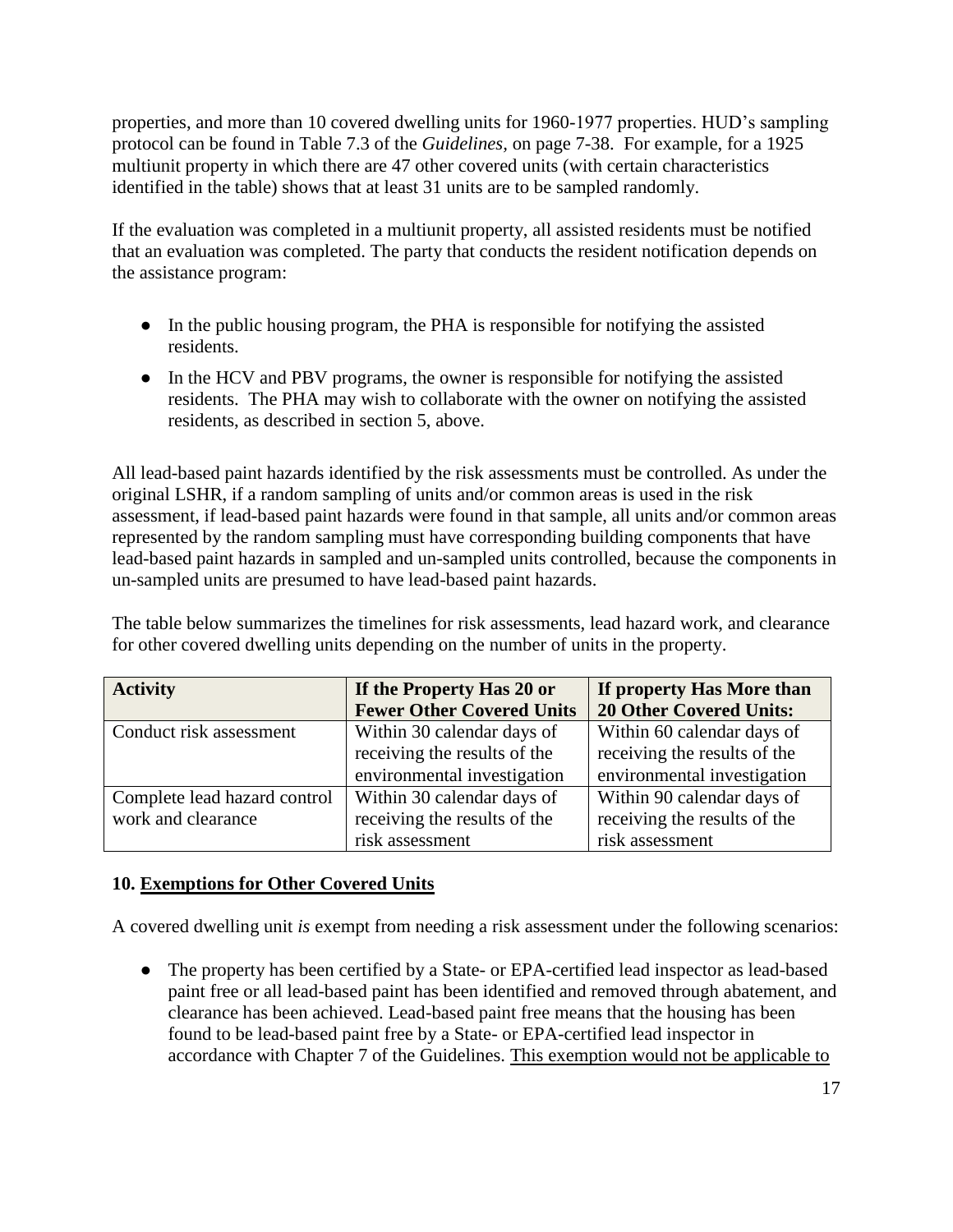properties, and more than 10 covered dwelling units for 1960-1977 properties. HUD's sampling protocol can be found in Table 7.3 of the *Guidelines*, on page 7-38. For example, for a 1925 multiunit property in which there are 47 other covered units (with certain characteristics identified in the table) shows that at least 31 units are to be sampled randomly.

If the evaluation was completed in a multiunit property, all assisted residents must be notified that an evaluation was completed. The party that conducts the resident notification depends on the assistance program:

- In the public housing program, the PHA is responsible for notifying the assisted residents.
- In the HCV and PBV programs, the owner is responsible for notifying the assisted residents. The PHA may wish to collaborate with the owner on notifying the assisted residents, as described in section 5, above.

All lead-based paint hazards identified by the risk assessments must be controlled. As under the original LSHR, if a random sampling of units and/or common areas is used in the risk assessment, if lead-based paint hazards were found in that sample, all units and/or common areas represented by the random sampling must have corresponding building components that have lead-based paint hazards in sampled and un-sampled units controlled, because the components in un-sampled units are presumed to have lead-based paint hazards.

The table below summarizes the timelines for risk assessments, lead hazard work, and clearance for other covered dwelling units depending on the number of units in the property.

| Activity | If the Property Has 20 or Fewer Other Covered Units | If property Has More than 20 Other Covered Units: |
|---|---|---|
| Conduct risk assessment | Within 30 calendar days of receiving the results of the environmental investigation | Within 60 calendar days of receiving the results of the environmental investigation |
| Complete lead hazard control work and clearance | Within 30 calendar days of receiving the results of the risk assessment | Within 90 calendar days of receiving the results of the risk assessment |

## 10. Exemptions for Other Covered Units

A covered dwelling unit *is* exempt from needing a risk assessment under the following scenarios:

- The property has been certified by a State- or EPA-certified lead inspector as lead-based paint free or all lead-based paint has been identified and removed through abatement, and clearance has been achieved. Lead-based paint free means that the housing has been found to be lead-based paint free by a State- or EPA-certified lead inspector in accordance with Chapter 7 of the Guidelines. This exemption would not be applicable to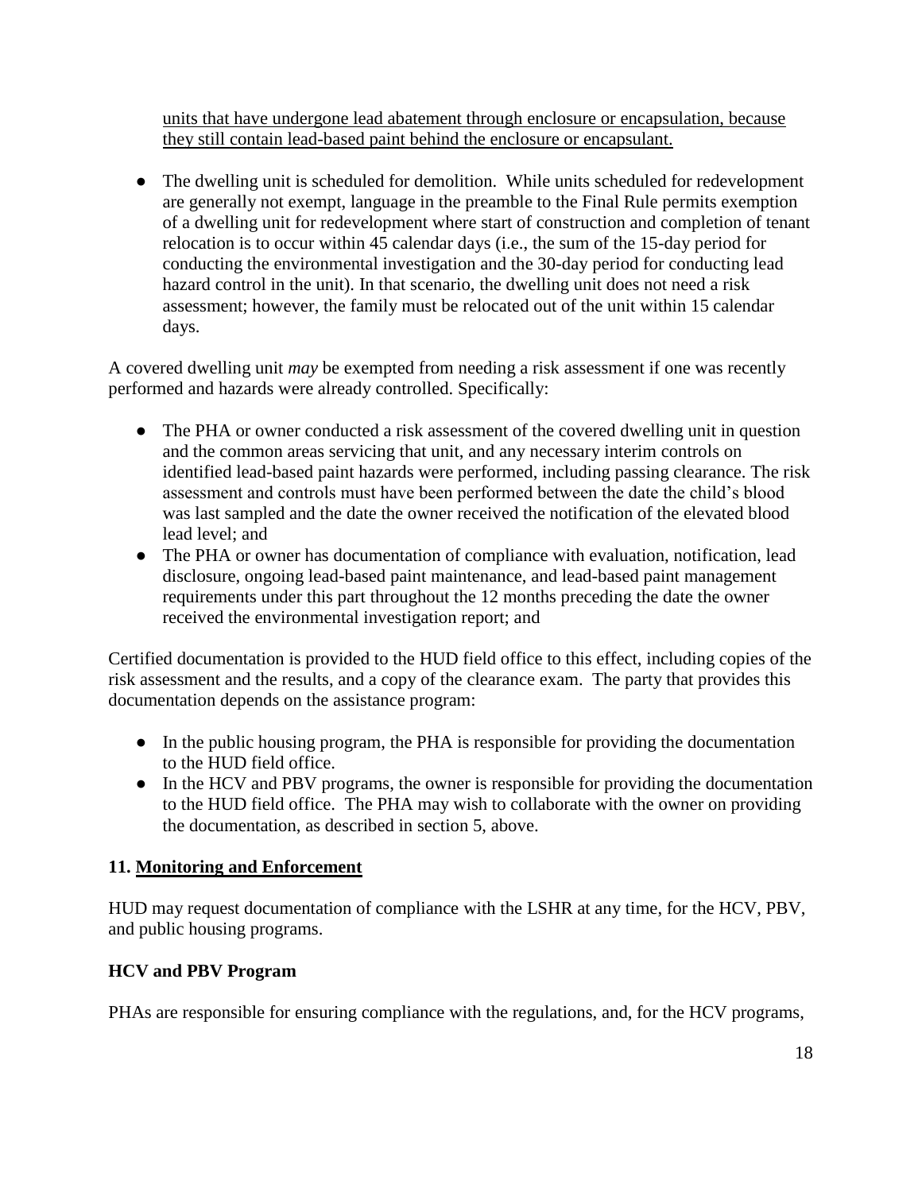units that have undergone lead abatement through enclosure or encapsulation, because they still contain lead-based paint behind the enclosure or encapsulant.

- The dwelling unit is scheduled for demolition. While units scheduled for redevelopment are generally not exempt, language in the preamble to the Final Rule permits exemption of a dwelling unit for redevelopment where start of construction and completion of tenant relocation is to occur within 45 calendar days (i.e., the sum of the 15-day period for conducting the environmental investigation and the 30-day period for conducting lead hazard control in the unit). In that scenario, the dwelling unit does not need a risk assessment; however, the family must be relocated out of the unit within 15 calendar days.

A covered dwelling unit *may* be exempted from needing a risk assessment if one was recently performed and hazards were already controlled. Specifically:

- The PHA or owner conducted a risk assessment of the covered dwelling unit in question and the common areas servicing that unit, and any necessary interim controls on identified lead-based paint hazards were performed, including passing clearance. The risk assessment and controls must have been performed between the date the child's blood was last sampled and the date the owner received the notification of the elevated blood lead level; and
- The PHA or owner has documentation of compliance with evaluation, notification, lead disclosure, ongoing lead-based paint maintenance, and lead-based paint management requirements under this part throughout the 12 months preceding the date the owner received the environmental investigation report; and

Certified documentation is provided to the HUD field office to this effect, including copies of the risk assessment and the results, and a copy of the clearance exam. The party that provides this documentation depends on the assistance program:

- In the public housing program, the PHA is responsible for providing the documentation to the HUD field office.
- In the HCV and PBV programs, the owner is responsible for providing the documentation to the HUD field office. The PHA may wish to collaborate with the owner on providing the documentation, as described in section 5, above.

## 11. Monitoring and Enforcement

HUD may request documentation of compliance with the LSHR at any time, for the HCV, PBV, and public housing programs.

### HCV and PBV Program

PHAs are responsible for ensuring compliance with the regulations, and, for the HCV programs,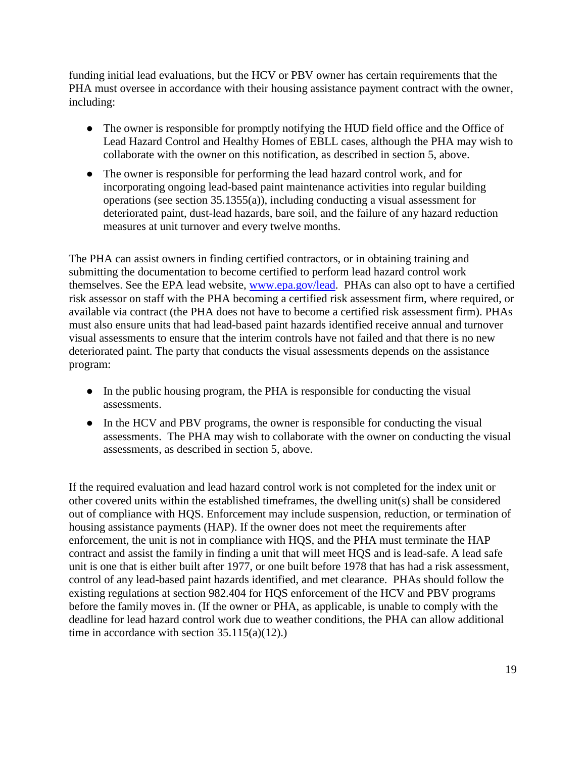funding initial lead evaluations, but the HCV or PBV owner has certain requirements that the PHA must oversee in accordance with their housing assistance payment contract with the owner, including:

- The owner is responsible for promptly notifying the HUD field office and the Office of Lead Hazard Control and Healthy Homes of EBLL cases, although the PHA may wish to collaborate with the owner on this notification, as described in section 5, above.
- The owner is responsible for performing the lead hazard control work, and for incorporating ongoing lead-based paint maintenance activities into regular building operations (see section 35.1355(a)), including conducting a visual assessment for deteriorated paint, dust-lead hazards, bare soil, and the failure of any hazard reduction measures at unit turnover and every twelve months.

The PHA can assist owners in finding certified contractors, or in obtaining training and submitting the documentation to become certified to perform lead hazard control work themselves. See the EPA lead website, [www.epa.gov/lead](http://www.epa.gov/lead). PHAs can also opt to have a certified risk assessor on staff with the PHA becoming a certified risk assessment firm, where required, or available via contract (the PHA does not have to become a certified risk assessment firm). PHAs must also ensure units that had lead-based paint hazards identified receive annual and turnover visual assessments to ensure that the interim controls have not failed and that there is no new deteriorated paint. The party that conducts the visual assessments depends on the assistance program:

- In the public housing program, the PHA is responsible for conducting the visual assessments.
- In the HCV and PBV programs, the owner is responsible for conducting the visual assessments. The PHA may wish to collaborate with the owner on conducting the visual assessments, as described in section 5, above.

If the required evaluation and lead hazard control work is not completed for the index unit or other covered units within the established timeframes, the dwelling unit(s) shall be considered out of compliance with HQS. Enforcement may include suspension, reduction, or termination of housing assistance payments (HAP). If the owner does not meet the requirements after enforcement, the unit is not in compliance with HQS, and the PHA must terminate the HAP contract and assist the family in finding a unit that will meet HQS and is lead-safe. A lead safe unit is one that is either built after 1977, or one built before 1978 that has had a risk assessment, control of any lead-based paint hazards identified, and met clearance. PHAs should follow the existing regulations at section 982.404 for HQS enforcement of the HCV and PBV programs before the family moves in. (If the owner or PHA, as applicable, is unable to comply with the deadline for lead hazard control work due to weather conditions, the PHA can allow additional time in accordance with section 35.115(a)(12).)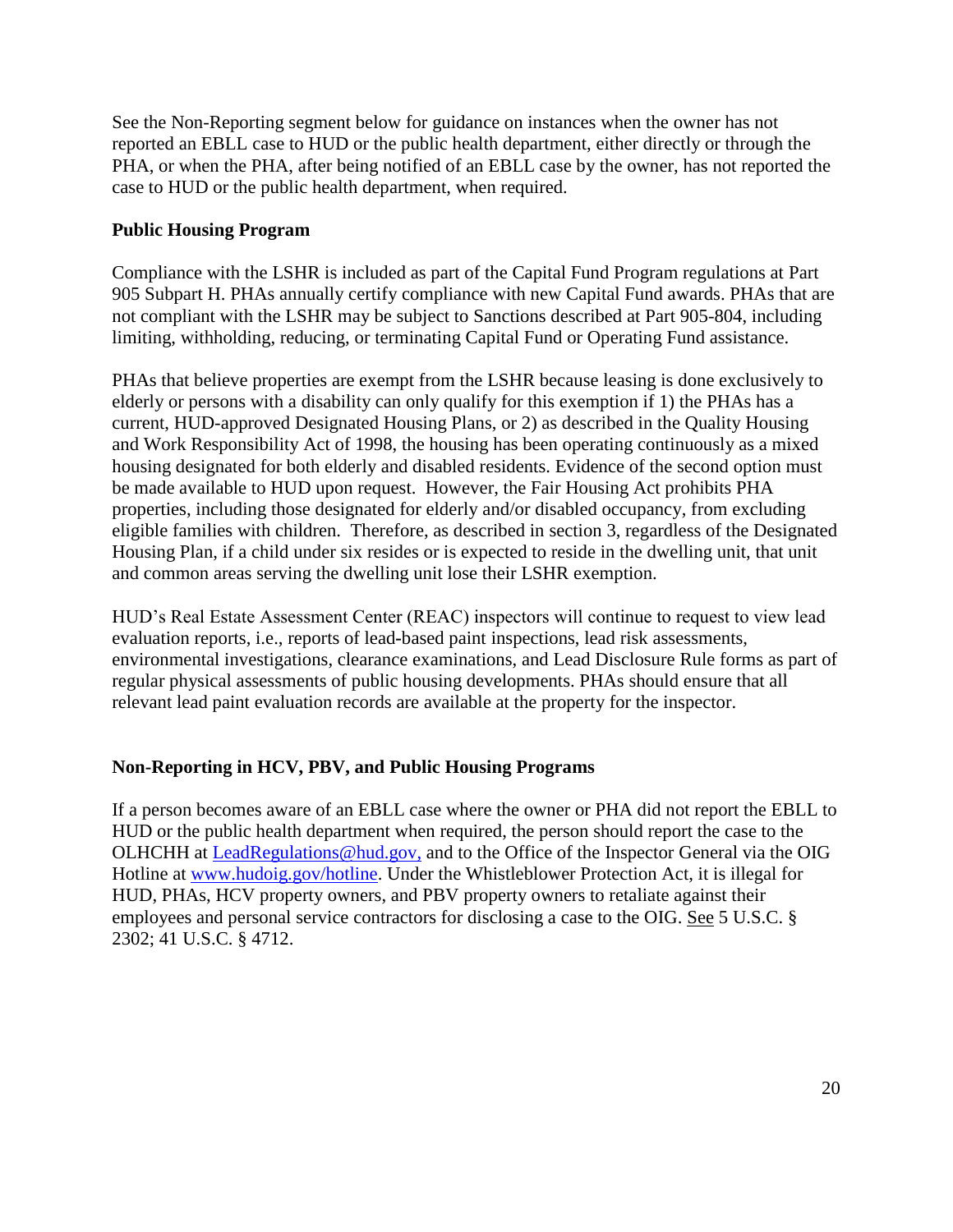See the Non-Reporting segment below for guidance on instances when the owner has not reported an EBLL case to HUD or the public health department, either directly or through the PHA, or when the PHA, after being notified of an EBLL case by the owner, has not reported the case to HUD or the public health department, when required.

**Public Housing Program**

Compliance with the LSHR is included as part of the Capital Fund Program regulations at Part 905 Subpart H. PHAs annually certify compliance with new Capital Fund awards. PHAs that are not compliant with the LSHR may be subject to Sanctions described at Part 905-804, including limiting, withholding, reducing, or terminating Capital Fund or Operating Fund assistance.

PHAs that believe properties are exempt from the LSHR because leasing is done exclusively to elderly or persons with a disability can only qualify for this exemption if 1) the PHAs has a current, HUD-approved Designated Housing Plans, or 2) as described in the Quality Housing and Work Responsibility Act of 1998, the housing has been operating continuously as a mixed housing designated for both elderly and disabled residents. Evidence of the second option must be made available to HUD upon request. However, the Fair Housing Act prohibits PHA properties, including those designated for elderly and/or disabled occupancy, from excluding eligible families with children. Therefore, as described in section 3, regardless of the Designated Housing Plan, if a child under six resides or is expected to reside in the dwelling unit, that unit and common areas serving the dwelling unit lose their LSHR exemption.

HUD's Real Estate Assessment Center (REAC) inspectors will continue to request to view lead evaluation reports, i.e., reports of lead-based paint inspections, lead risk assessments, environmental investigations, clearance examinations, and Lead Disclosure Rule forms as part of regular physical assessments of public housing developments. PHAs should ensure that all relevant lead paint evaluation records are available at the property for the inspector.

**Non-Reporting in HCV, PBV, and Public Housing Programs**

If a person becomes aware of an EBLL case where the owner or PHA did not report the EBLL to HUD or the public health department when required, the person should report the case to the OLHCHH at LeadRegulations@hud.gov, and to the Office of the Inspector General via the OIG Hotline at www.hudoig.gov/hotline. Under the Whistleblower Protection Act, it is illegal for HUD, PHAs, HCV property owners, and PBV property owners to retaliate against their employees and personal service contractors for disclosing a case to the OIG. See 5 U.S.C. § 2302; 41 U.S.C. § 4712.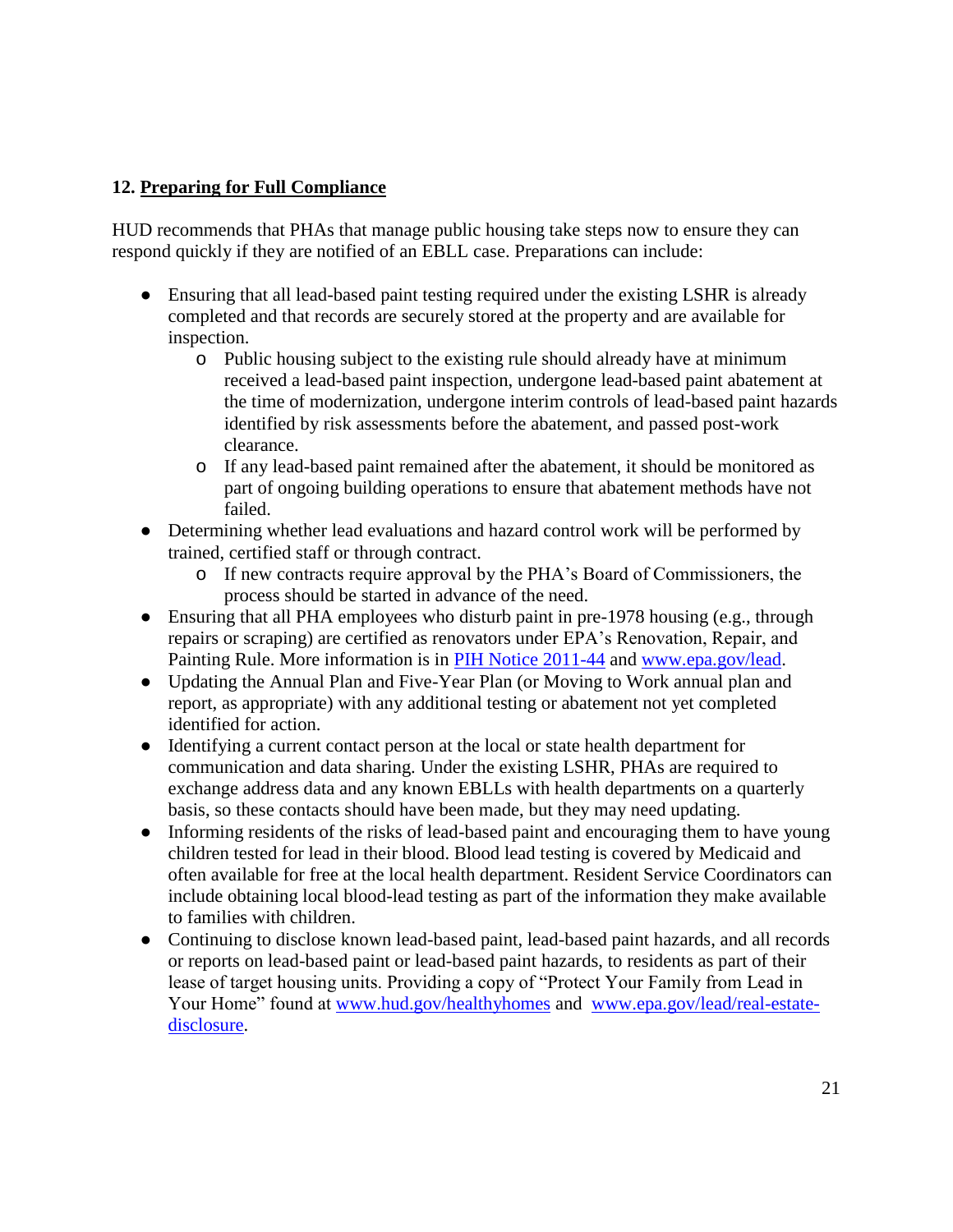## 12. Preparing for Full Compliance

HUD recommends that PHAs that manage public housing take steps now to ensure they can respond quickly if they are notified of an EBLL case. Preparations can include:

- Ensuring that all lead-based paint testing required under the existing LSHR is already completed and that records are securely stored at the property and are available for inspection.
  - Public housing subject to the existing rule should already have at minimum received a lead-based paint inspection, undergone lead-based paint abatement at the time of modernization, undergone interim controls of lead-based paint hazards identified by risk assessments before the abatement, and passed post-work clearance.
  - If any lead-based paint remained after the abatement, it should be monitored as part of ongoing building operations to ensure that abatement methods have not failed.
- Determining whether lead evaluations and hazard control work will be performed by trained, certified staff or through contract.
  - If new contracts require approval by the PHA's Board of Commissioners, the process should be started in advance of the need.
- Ensuring that all PHA employees who disturb paint in pre-1978 housing (e.g., through repairs or scraping) are certified as renovators under EPA's Renovation, Repair, and Painting Rule. More information is in [PIH Notice 2011-44](PIH Notice 2011-44) and [www.epa.gov/lead](www.epa.gov/lead).
- Updating the Annual Plan and Five-Year Plan (or Moving to Work annual plan and report, as appropriate) with any additional testing or abatement not yet completed identified for action.
- Identifying a current contact person at the local or state health department for communication and data sharing. Under the existing LSHR, PHAs are required to exchange address data and any known EBLLs with health departments on a quarterly basis, so these contacts should have been made, but they may need updating.
- Informing residents of the risks of lead-based paint and encouraging them to have young children tested for lead in their blood. Blood lead testing is covered by Medicaid and often available for free at the local health department. Resident Service Coordinators can include obtaining local blood-lead testing as part of the information they make available to families with children.
- Continuing to disclose known lead-based paint, lead-based paint hazards, and all records or reports on lead-based paint or lead-based paint hazards, to residents as part of their lease of target housing units. Providing a copy of "Protect Your Family from Lead in Your Home" found at [www.hud.gov/healthyhomes](www.hud.gov/healthyhomes) and [www.epa.gov/lead/real-estate-disclosure](www.epa.gov/lead/real-estate-disclosure).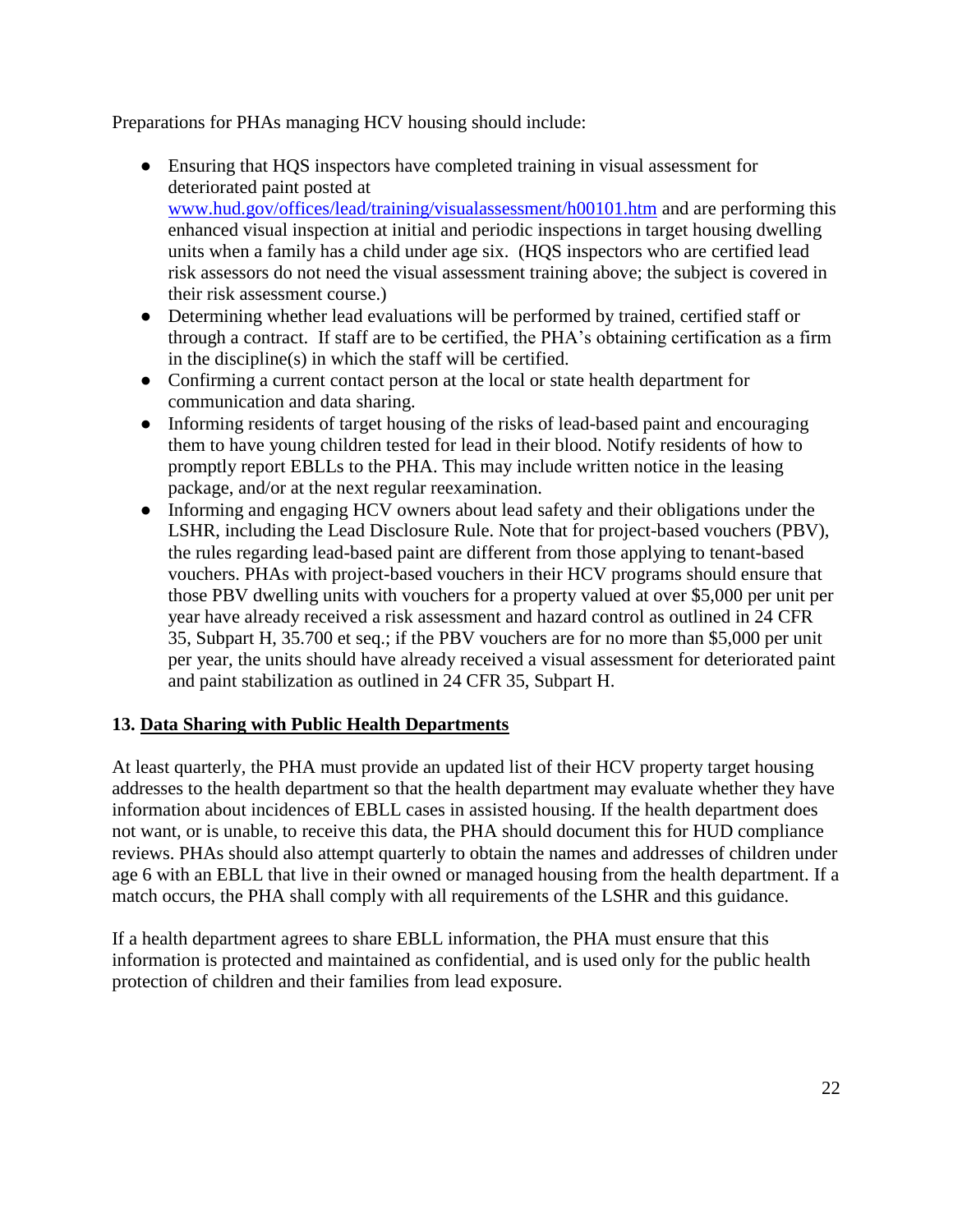Preparations for PHAs managing HCV housing should include:

- Ensuring that HQS inspectors have completed training in visual assessment for deteriorated paint posted at [www.hud.gov/offices/lead/training/visualassessment/h00101.htm](www.hud.gov/offices/lead/training/visualassessment/h00101.htm) and are performing this enhanced visual inspection at initial and periodic inspections in target housing dwelling units when a family has a child under age six. (HQS inspectors who are certified lead risk assessors do not need the visual assessment training above; the subject is covered in their risk assessment course.)
- Determining whether lead evaluations will be performed by trained, certified staff or through a contract. If staff are to be certified, the PHA's obtaining certification as a firm in the discipline(s) in which the staff will be certified.
- Confirming a current contact person at the local or state health department for communication and data sharing.
- Informing residents of target housing of the risks of lead-based paint and encouraging them to have young children tested for lead in their blood. Notify residents of how to promptly report EBLLs to the PHA. This may include written notice in the leasing package, and/or at the next regular reexamination.
- Informing and engaging HCV owners about lead safety and their obligations under the LSHR, including the Lead Disclosure Rule. Note that for project-based vouchers (PBV), the rules regarding lead-based paint are different from those applying to tenant-based vouchers. PHAs with project-based vouchers in their HCV programs should ensure that those PBV dwelling units with vouchers for a property valued at over $5,000 per unit per year have already received a risk assessment and hazard control as outlined in 24 CFR 35, Subpart H, 35.700 et seq.; if the PBV vouchers are for no more than $5,000 per unit per year, the units should have already received a visual assessment for deteriorated paint and paint stabilization as outlined in 24 CFR 35, Subpart H.

## 13. Data Sharing with Public Health Departments

At least quarterly, the PHA must provide an updated list of their HCV property target housing addresses to the health department so that the health department may evaluate whether they have information about incidences of EBLL cases in assisted housing. If the health department does not want, or is unable, to receive this data, the PHA should document this for HUD compliance reviews. PHAs should also attempt quarterly to obtain the names and addresses of children under age 6 with an EBLL that live in their owned or managed housing from the health department. If a match occurs, the PHA shall comply with all requirements of the LSHR and this guidance.

If a health department agrees to share EBLL information, the PHA must ensure that this information is protected and maintained as confidential, and is used only for the public health protection of children and their families from lead exposure.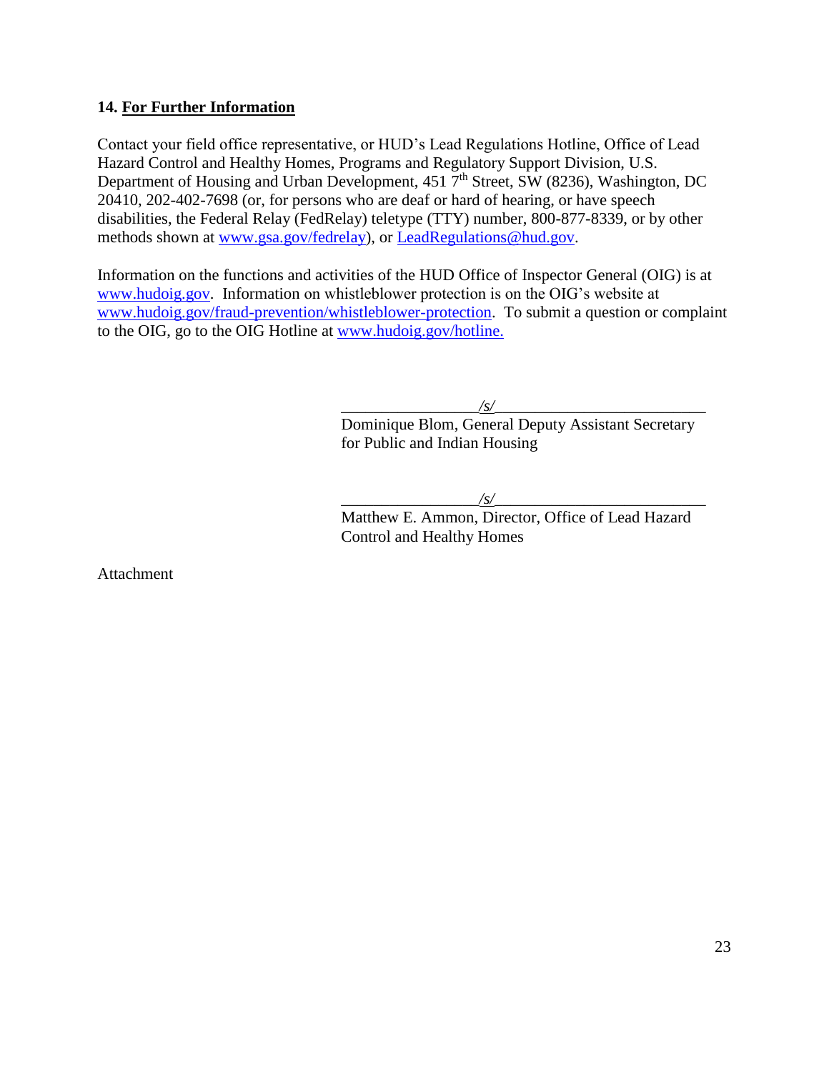### 14. <u>For Further Information</u>

Contact your field office representative, or HUD's Lead Regulations Hotline, Office of Lead Hazard Control and Healthy Homes, Programs and Regulatory Support Division, U.S. Department of Housing and Urban Development, 451 7th Street, SW (8236), Washington, DC 20410, 202-402-7698 (or, for persons who are deaf or hard of hearing, or have speech disabilities, the Federal Relay (FedRelay) teletype (TTY) number, 800-877-8339, or by other methods shown at [www.gsa.gov/fedrelay](http://www.gsa.gov/fedrelay)), or [LeadRegulations@hud.gov](mailto:LeadRegulations@hud.gov).

Information on the functions and activities of the HUD Office of Inspector General (OIG) is at [www.hudoig.gov](http://www.hudoig.gov). Information on whistleblower protection is on the OIG's website at [www.hudoig.gov/fraud-prevention/whistleblower-protection](http://www.hudoig.gov/fraud-prevention/whistleblower-protection). To submit a question or complaint to the OIG, go to the OIG Hotline at [www.hudoig.gov/hotline.](http://www.hudoig.gov/hotline)

/s/
Dominique Blom, General Deputy Assistant Secretary for Public and Indian Housing

/s/
Matthew E. Ammon, Director, Office of Lead Hazard Control and Healthy Homes

Attachment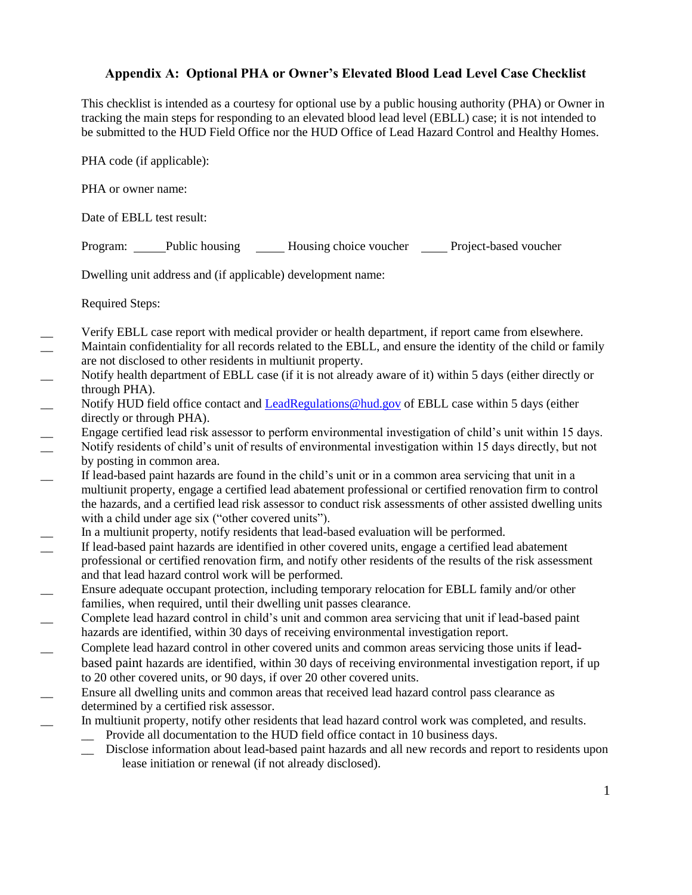## Appendix A: Optional PHA or Owner's Elevated Blood Lead Level Case Checklist

This checklist is intended as a courtesy for optional use by a public housing authority (PHA) or Owner in tracking the main steps for responding to an elevated blood lead level (EBLL) case; it is not intended to be submitted to the HUD Field Office nor the HUD Office of Lead Hazard Control and Healthy Homes.

PHA code (if applicable):

PHA or owner name:

Date of EBLL test result:

Program: _____Public housing _____ Housing choice voucher _____ Project-based voucher

Dwelling unit address and (if applicable) development name:

Required Steps:

- __ Verify EBLL case report with medical provider or health department, if report came from elsewhere.
- __ Maintain confidentiality for all records related to the EBLL, and ensure the identity of the child or family are not disclosed to other residents in multiunit property.
- __ Notify health department of EBLL case (if it is not already aware of it) within 5 days (either directly or through PHA).
- __ Notify HUD field office contact and LeadRegulations@hud.gov of EBLL case within 5 days (either directly or through PHA).
- __ Engage certified lead risk assessor to perform environmental investigation of child's unit within 15 days.
- __ Notify residents of child's unit of results of environmental investigation within 15 days directly, but not by posting in common area.
- __ If lead-based paint hazards are found in the child's unit or in a common area servicing that unit in a multiunit property, engage a certified lead abatement professional or certified renovation firm to control the hazards, and a certified lead risk assessor to conduct risk assessments of other assisted dwelling units with a child under age six ("other covered units").
- __ In a multiunit property, notify residents that lead-based evaluation will be performed.
- __ If lead-based paint hazards are identified in other covered units, engage a certified lead abatement professional or certified renovation firm, and notify other residents of the results of the risk assessment and that lead hazard control work will be performed.
- __ Ensure adequate occupant protection, including temporary relocation for EBLL family and/or other families, when required, until their dwelling unit passes clearance.
- __ Complete lead hazard control in child's unit and common area servicing that unit if lead-based paint hazards are identified, within 30 days of receiving environmental investigation report.
- __ Complete lead hazard control in other covered units and common areas servicing those units if lead-based paint hazards are identified, within 30 days of receiving environmental investigation report, if up to 20 other covered units, or 90 days, if over 20 other covered units.
- __ Ensure all dwelling units and common areas that received lead hazard control pass clearance as determined by a certified risk assessor.
- __ In multiunit property, notify other residents that lead hazard control work was completed, and results.
  - __ Provide all documentation to the HUD field office contact in 10 business days.
  - __ Disclose information about lead-based paint hazards and all new records and report to residents upon lease initiation or renewal (if not already disclosed).